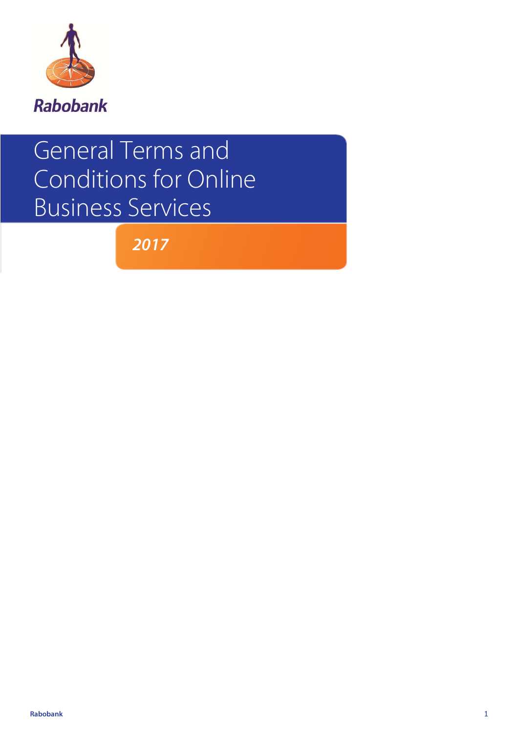Rabobank

# General Terms and Conditions for Online Business Services

***2017***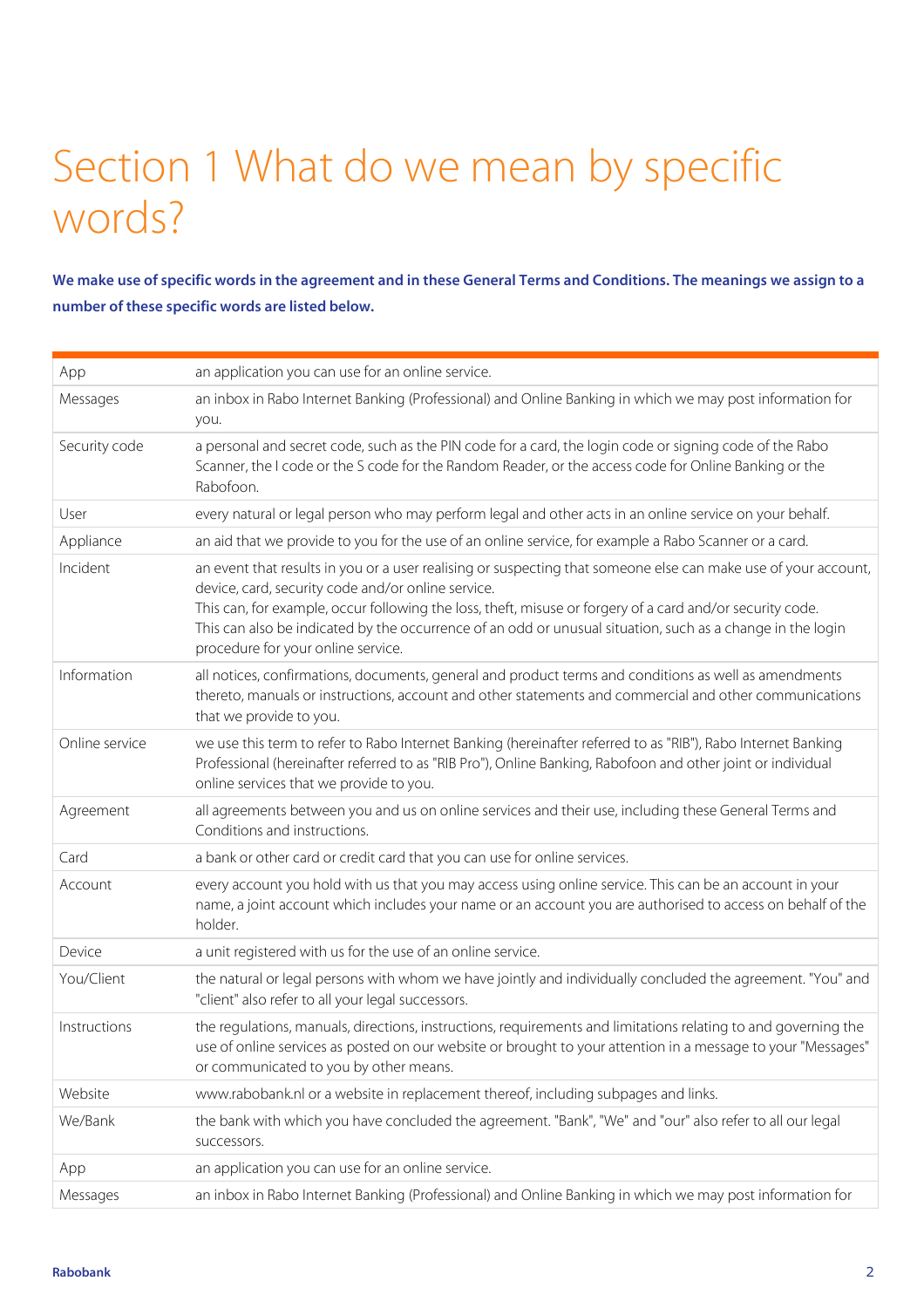# Section 1 What do we mean by specific words?

**We make use of specific words in the agreement and in these General Terms and Conditions. The meanings we assign to a number of these specific words are listed below.**

| | |
|---|---|
| App | an application you can use for an online service. |
| Messages | an inbox in Rabo Internet Banking (Professional) and Online Banking in which we may post information for you. |
| Security code | a personal and secret code, such as the PIN code for a card, the login code or signing code of the Rabo Scanner, the I code or the S code for the Random Reader, or the access code for Online Banking or the Rabofoon. |
| User | every natural or legal person who may perform legal and other acts in an online service on your behalf. |
| Appliance | an aid that we provide to you for the use of an online service, for example a Rabo Scanner or a card. |
| Incident | an event that results in you or a user realising or suspecting that someone else can make use of your account, device, card, security code and/or online service.<br>This can, for example, occur following the loss, theft, misuse or forgery of a card and/or security code.<br>This can also be indicated by the occurrence of an odd or unusual situation, such as a change in the login procedure for your online service. |
| Information | all notices, confirmations, documents, general and product terms and conditions as well as amendments thereto, manuals or instructions, account and other statements and commercial and other communications that we provide to you. |
| Online service | we use this term to refer to Rabo Internet Banking (hereinafter referred to as "RIB"), Rabo Internet Banking Professional (hereinafter referred to as "RIB Pro"), Online Banking, Rabofoon and other joint or individual online services that we provide to you. |
| Agreement | all agreements between you and us on online services and their use, including these General Terms and Conditions and instructions. |
| Card | a bank or other card or credit card that you can use for online services. |
| Account | every account you hold with us that you may access using online service. This can be an account in your name, a joint account which includes your name or an account you are authorised to access on behalf of the holder. |
| Device | a unit registered with us for the use of an online service. |
| You/Client | the natural or legal persons with whom we have jointly and individually concluded the agreement. "You" and "client" also refer to all your legal successors. |
| Instructions | the regulations, manuals, directions, instructions, requirements and limitations relating to and governing the use of online services as posted on our website or brought to your attention in a message to your "Messages" or communicated to you by other means. |
| Website | www.rabobank.nl or a website in replacement thereof, including subpages and links. |
| We/Bank | the bank with which you have concluded the agreement. "Bank", "We" and "our" also refer to all our legal successors. |
| App | an application you can use for an online service. |
| Messages | an inbox in Rabo Internet Banking (Professional) and Online Banking in which we may post information for |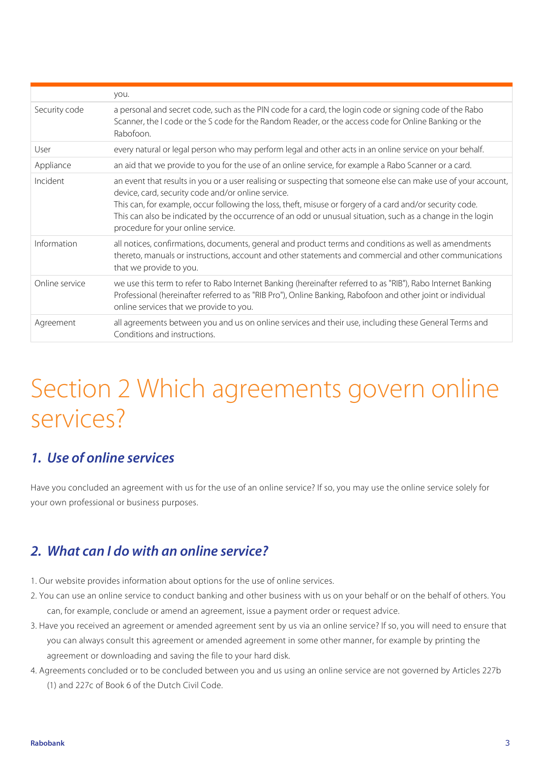| | |
|---|---|
| | you. |
| Security code | a personal and secret code, such as the PIN code for a card, the login code or signing code of the Rabo Scanner, the I code or the S code for the Random Reader, or the access code for Online Banking or the Rabofoon. |
| User | every natural or legal person who may perform legal and other acts in an online service on your behalf. |
| Appliance | an aid that we provide to you for the use of an online service, for example a Rabo Scanner or a card. |
| Incident | an event that results in you or a user realising or suspecting that someone else can make use of your account, device, card, security code and/or online service. This can, for example, occur following the loss, theft, misuse or forgery of a card and/or security code. This can also be indicated by the occurrence of an odd or unusual situation, such as a change in the login procedure for your online service. |
| Information | all notices, confirmations, documents, general and product terms and conditions as well as amendments thereto, manuals or instructions, account and other statements and commercial and other communications that we provide to you. |
| Online service | we use this term to refer to Rabo Internet Banking (hereinafter referred to as "RIB"), Rabo Internet Banking Professional (hereinafter referred to as "RIB Pro"), Online Banking, Rabofoon and other joint or individual online services that we provide to you. |
| Agreement | all agreements between you and us on online services and their use, including these General Terms and Conditions and instructions. |

# Section 2 Which agreements govern online services?

## *1. Use of online services*

Have you concluded an agreement with us for the use of an online service? If so, you may use the online service solely for your own professional or business purposes.

## *2. What can I do with an online service?*

1. Our website provides information about options for the use of online services.
2. You can use an online service to conduct banking and other business with us on your behalf or on the behalf of others. You can, for example, conclude or amend an agreement, issue a payment order or request advice.
3. Have you received an agreement or amended agreement sent by us via an online service? If so, you will need to ensure that you can always consult this agreement or amended agreement in some other manner, for example by printing the agreement or downloading and saving the file to your hard disk.
4. Agreements concluded or to be concluded between you and us using an online service are not governed by Articles 227b (1) and 227c of Book 6 of the Dutch Civil Code.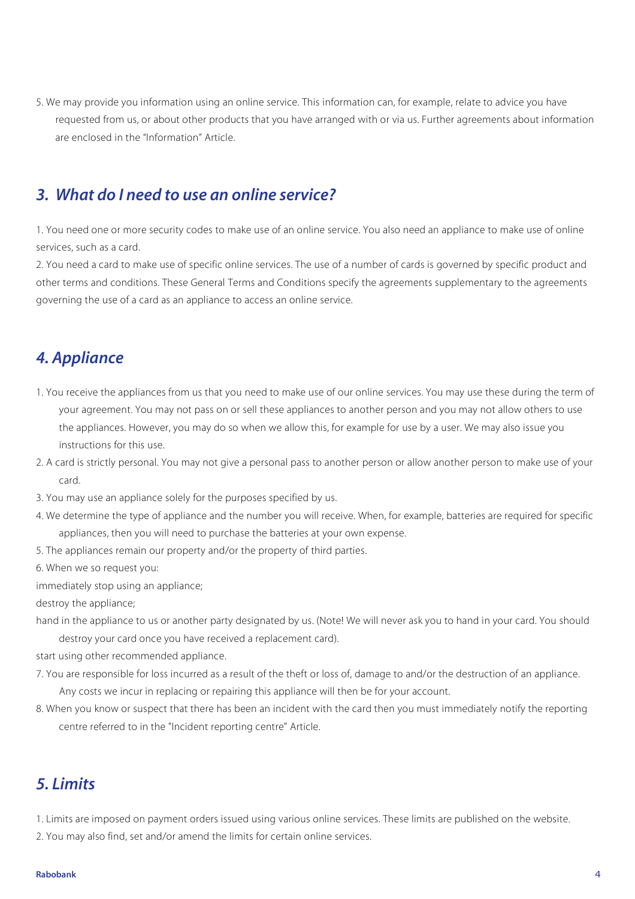5. We may provide you information using an online service. This information can, for example, relate to advice you have requested from us, or about other products that you have arranged with or via us. Further agreements about information are enclosed in the "Information" Article.

## *3. What do I need to use an online service?*

1. You need one or more security codes to make use of an online service. You also need an appliance to make use of online services, such as a card.
2. You need a card to make use of specific online services. The use of a number of cards is governed by specific product and other terms and conditions. These General Terms and Conditions specify the agreements supplementary to the agreements governing the use of a card as an appliance to access an online service.

## *4. Appliance*

1. You receive the appliances from us that you need to make use of our online services. You may use these during the term of your agreement. You may not pass on or sell these appliances to another person and you may not allow others to use the appliances. However, you may do so when we allow this, for example for use by a user. We may also issue you instructions for this use.
2. A card is strictly personal. You may not give a personal pass to another person or allow another person to make use of your card.
3. You may use an appliance solely for the purposes specified by us.
4. We determine the type of appliance and the number you will receive. When, for example, batteries are required for specific appliances, then you will need to purchase the batteries at your own expense.
5. The appliances remain our property and/or the property of third parties.
6. When we so request you:

immediately stop using an appliance;

destroy the appliance;

hand in the appliance to us or another party designated by us. (Note! We will never ask you to hand in your card. You should destroy your card once you have received a replacement card).

start using other recommended appliance.

7. You are responsible for loss incurred as a result of the theft or loss of, damage to and/or the destruction of an appliance. Any costs we incur in replacing or repairing this appliance will then be for your account.
8. When you know or suspect that there has been an incident with the card then you must immediately notify the reporting centre referred to in the "Incident reporting centre" Article.

## *5. Limits*

1. Limits are imposed on payment orders issued using various online services. These limits are published on the website.
2. You may also find, set and/or amend the limits for certain online services.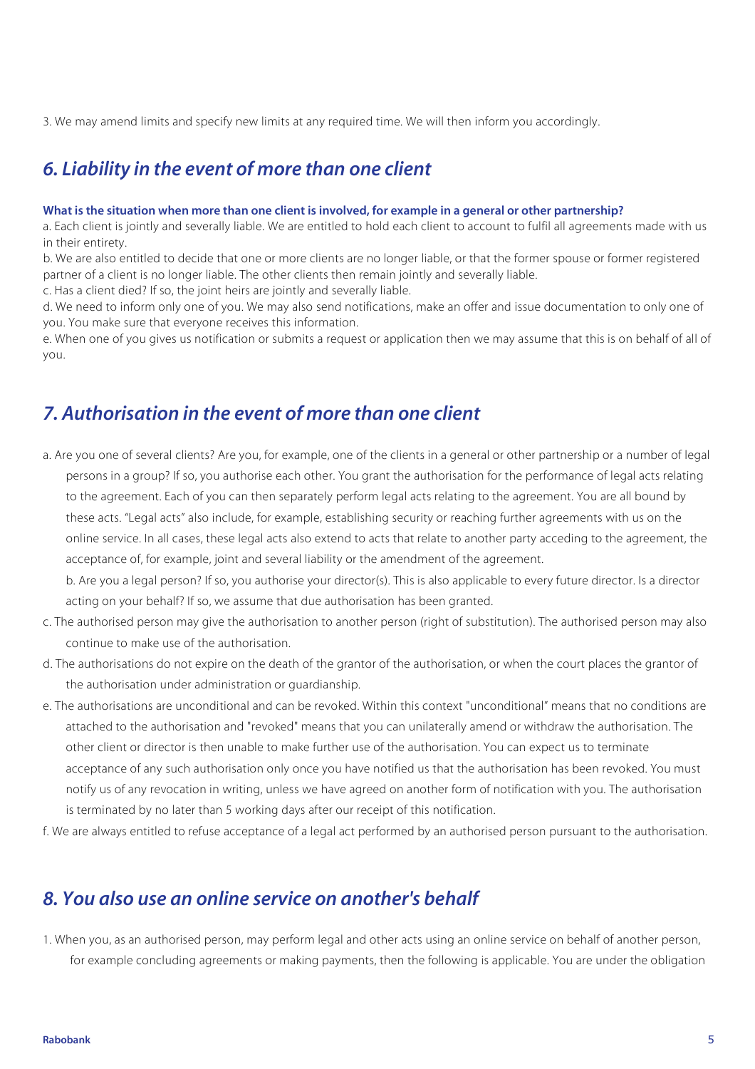3. We may amend limits and specify new limits at any required time. We will then inform you accordingly.

## *6. Liability in the event of more than one client*

**What is the situation when more than one client is involved, for example in a general or other partnership?**

a. Each client is jointly and severally liable. We are entitled to hold each client to account to fulfil all agreements made with us in their entirety.

b. We are also entitled to decide that one or more clients are no longer liable, or that the former spouse or former registered partner of a client is no longer liable. The other clients then remain jointly and severally liable.

c. Has a client died? If so, the joint heirs are jointly and severally liable.

d. We need to inform only one of you. We may also send notifications, make an offer and issue documentation to only one of you. You make sure that everyone receives this information.

e. When one of you gives us notification or submits a request or application then we may assume that this is on behalf of all of you.

## *7. Authorisation in the event of more than one client*

a. Are you one of several clients? Are you, for example, one of the clients in a general or other partnership or a number of legal persons in a group? If so, you authorise each other. You grant the authorisation for the performance of legal acts relating to the agreement. Each of you can then separately perform legal acts relating to the agreement. You are all bound by these acts. "Legal acts" also include, for example, establishing security or reaching further agreements with us on the online service. In all cases, these legal acts also extend to acts that relate to another party acceding to the agreement, the acceptance of, for example, joint and several liability or the amendment of the agreement.

b. Are you a legal person? If so, you authorise your director(s). This is also applicable to every future director. Is a director acting on your behalf? If so, we assume that due authorisation has been granted.

c. The authorised person may give the authorisation to another person (right of substitution). The authorised person may also continue to make use of the authorisation.

d. The authorisations do not expire on the death of the grantor of the authorisation, or when the court places the grantor of the authorisation under administration or guardianship.

e. The authorisations are unconditional and can be revoked. Within this context "unconditional" means that no conditions are attached to the authorisation and "revoked" means that you can unilaterally amend or withdraw the authorisation. The other client or director is then unable to make further use of the authorisation. You can expect us to terminate acceptance of any such authorisation only once you have notified us that the authorisation has been revoked. You must notify us of any revocation in writing, unless we have agreed on another form of notification with you. The authorisation is terminated by no later than 5 working days after our receipt of this notification.

f. We are always entitled to refuse acceptance of a legal act performed by an authorised person pursuant to the authorisation.

## *8. You also use an online service on another's behalf*

1. When you, as an authorised person, may perform legal and other acts using an online service on behalf of another person, for example concluding agreements or making payments, then the following is applicable. You are under the obligation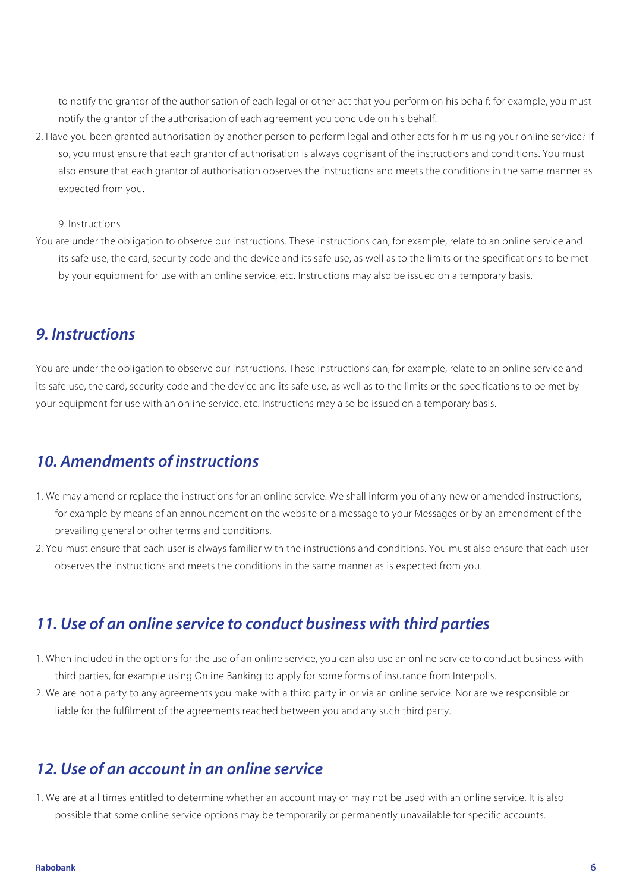to notify the grantor of the authorisation of each legal or other act that you perform on his behalf: for example, you must notify the grantor of the authorisation of each agreement you conclude on his behalf.

2. Have you been granted authorisation by another person to perform legal and other acts for him using your online service? If so, you must ensure that each grantor of authorisation is always cognisant of the instructions and conditions. You must also ensure that each grantor of authorisation observes the instructions and meets the conditions in the same manner as expected from you.

9. Instructions

You are under the obligation to observe our instructions. These instructions can, for example, relate to an online service and its safe use, the card, security code and the device and its safe use, as well as to the limits or the specifications to be met by your equipment for use with an online service, etc. Instructions may also be issued on a temporary basis.

## *9. Instructions*

You are under the obligation to observe our instructions. These instructions can, for example, relate to an online service and its safe use, the card, security code and the device and its safe use, as well as to the limits or the specifications to be met by your equipment for use with an online service, etc. Instructions may also be issued on a temporary basis.

## *10. Amendments of instructions*

1. We may amend or replace the instructions for an online service. We shall inform you of any new or amended instructions, for example by means of an announcement on the website or a message to your Messages or by an amendment of the prevailing general or other terms and conditions.
2. You must ensure that each user is always familiar with the instructions and conditions. You must also ensure that each user observes the instructions and meets the conditions in the same manner as is expected from you.

## *11. Use of an online service to conduct business with third parties*

1. When included in the options for the use of an online service, you can also use an online service to conduct business with third parties, for example using Online Banking to apply for some forms of insurance from Interpolis.
2. We are not a party to any agreements you make with a third party in or via an online service. Nor are we responsible or liable for the fulfilment of the agreements reached between you and any such third party.

## *12. Use of an account in an online service*

1. We are at all times entitled to determine whether an account may or may not be used with an online service. It is also possible that some online service options may be temporarily or permanently unavailable for specific accounts.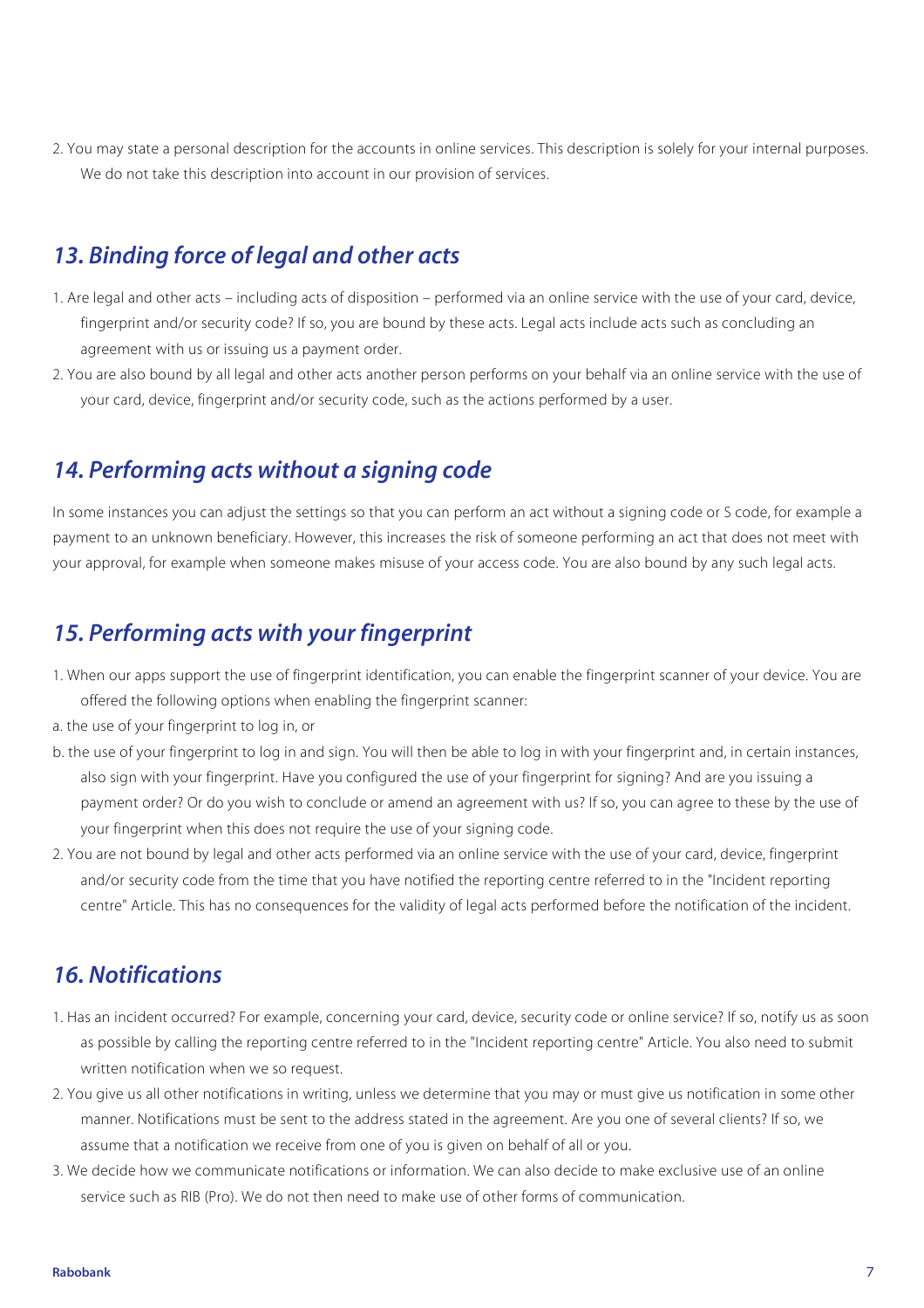2. You may state a personal description for the accounts in online services. This description is solely for your internal purposes. We do not take this description into account in our provision of services.

## *13. Binding force of legal and other acts*

1. Are legal and other acts – including acts of disposition – performed via an online service with the use of your card, device, fingerprint and/or security code? If so, you are bound by these acts. Legal acts include acts such as concluding an agreement with us or issuing us a payment order.
2. You are also bound by all legal and other acts another person performs on your behalf via an online service with the use of your card, device, fingerprint and/or security code, such as the actions performed by a user.

## *14. Performing acts without a signing code*

In some instances you can adjust the settings so that you can perform an act without a signing code or S code, for example a payment to an unknown beneficiary. However, this increases the risk of someone performing an act that does not meet with your approval, for example when someone makes misuse of your access code. You are also bound by any such legal acts.

## *15. Performing acts with your fingerprint*

1. When our apps support the use of fingerprint identification, you can enable the fingerprint scanner of your device. You are offered the following options when enabling the fingerprint scanner:

a. the use of your fingerprint to log in, or

b. the use of your fingerprint to log in and sign. You will then be able to log in with your fingerprint and, in certain instances, also sign with your fingerprint. Have you configured the use of your fingerprint for signing? And are you issuing a payment order? Or do you wish to conclude or amend an agreement with us? If so, you can agree to these by the use of your fingerprint when this does not require the use of your signing code.

2. You are not bound by legal and other acts performed via an online service with the use of your card, device, fingerprint and/or security code from the time that you have notified the reporting centre referred to in the "Incident reporting centre" Article. This has no consequences for the validity of legal acts performed before the notification of the incident.

## *16. Notifications*

1. Has an incident occurred? For example, concerning your card, device, security code or online service? If so, notify us as soon as possible by calling the reporting centre referred to in the "Incident reporting centre" Article. You also need to submit written notification when we so request.
2. You give us all other notifications in writing, unless we determine that you may or must give us notification in some other manner. Notifications must be sent to the address stated in the agreement. Are you one of several clients? If so, we assume that a notification we receive from one of you is given on behalf of all or you.
3. We decide how we communicate notifications or information. We can also decide to make exclusive use of an online service such as RIB (Pro). We do not then need to make use of other forms of communication.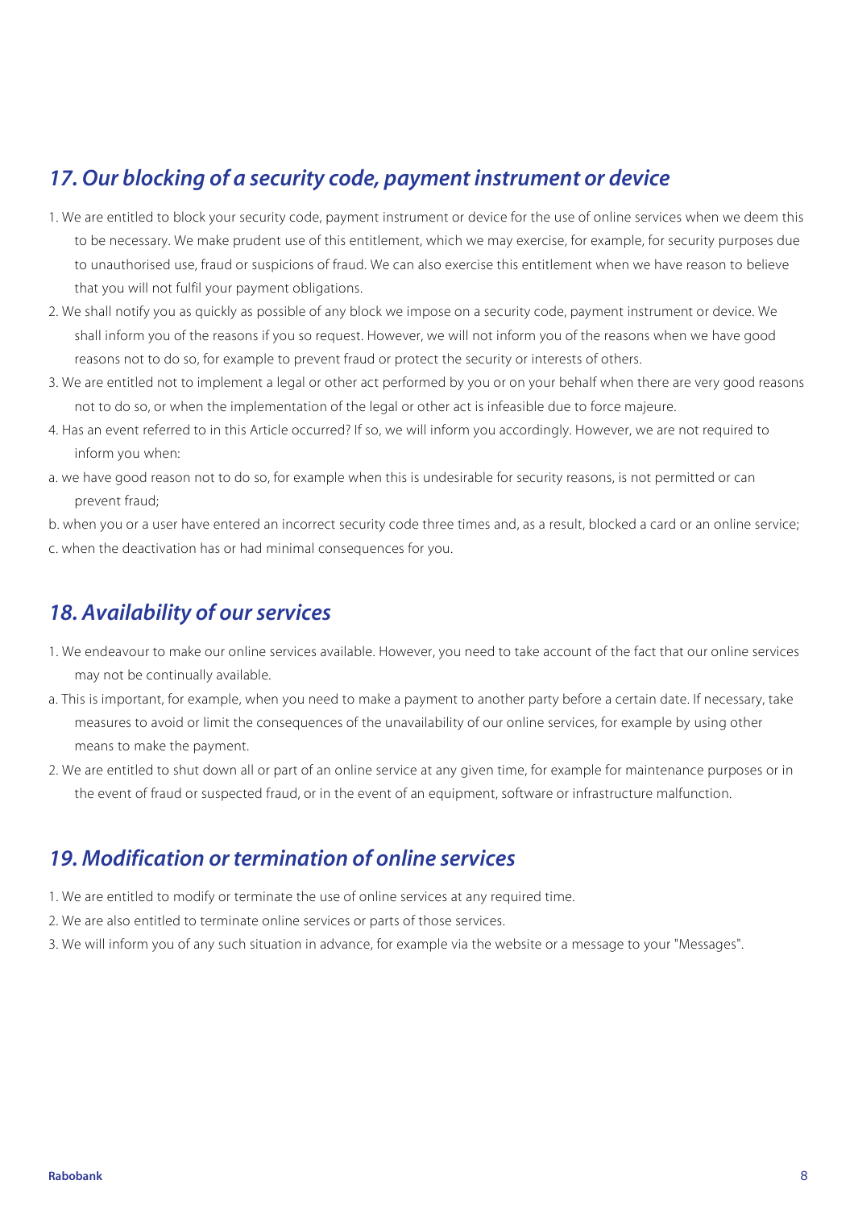## 17. Our blocking of a security code, payment instrument or device

1. We are entitled to block your security code, payment instrument or device for the use of online services when we deem this to be necessary. We make prudent use of this entitlement, which we may exercise, for example, for security purposes due to unauthorised use, fraud or suspicions of fraud. We can also exercise this entitlement when we have reason to believe that you will not fulfil your payment obligations.
2. We shall notify you as quickly as possible of any block we impose on a security code, payment instrument or device. We shall inform you of the reasons if you so request. However, we will not inform you of the reasons when we have good reasons not to do so, for example to prevent fraud or protect the security or interests of others.
3. We are entitled not to implement a legal or other act performed by you or on your behalf when there are very good reasons not to do so, or when the implementation of the legal or other act is infeasible due to force majeure.
4. Has an event referred to in this Article occurred? If so, we will inform you accordingly. However, we are not required to inform you when:

a. we have good reason not to do so, for example when this is undesirable for security reasons, is not permitted or can prevent fraud;

b. when you or a user have entered an incorrect security code three times and, as a result, blocked a card or an online service;

c. when the deactivation has or had minimal consequences for you.

## 18. Availability of our services

1. We endeavour to make our online services available. However, you need to take account of the fact that our online services may not be continually available.

a. This is important, for example, when you need to make a payment to another party before a certain date. If necessary, take measures to avoid or limit the consequences of the unavailability of our online services, for example by using other means to make the payment.

2. We are entitled to shut down all or part of an online service at any given time, for example for maintenance purposes or in the event of fraud or suspected fraud, or in the event of an equipment, software or infrastructure malfunction.

## 19. Modification or termination of online services

1. We are entitled to modify or terminate the use of online services at any required time.
2. We are also entitled to terminate online services or parts of those services.
3. We will inform you of any such situation in advance, for example via the website or a message to your "Messages".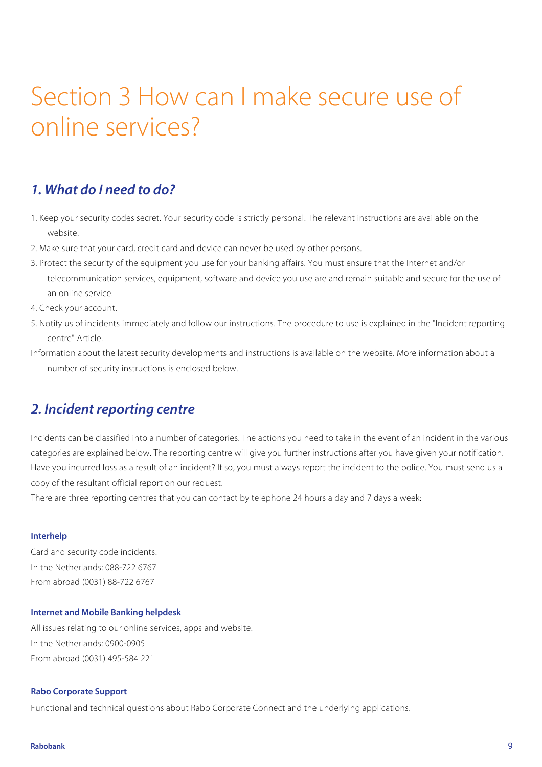# Section 3 How can I make secure use of online services?

## *1. What do I need to do?*

1. Keep your security codes secret. Your security code is strictly personal. The relevant instructions are available on the website.
2. Make sure that your card, credit card and device can never be used by other persons.
3. Protect the security of the equipment you use for your banking affairs. You must ensure that the Internet and/or telecommunication services, equipment, software and device you use are and remain suitable and secure for the use of an online service.
4. Check your account.
5. Notify us of incidents immediately and follow our instructions. The procedure to use is explained in the "Incident reporting centre" Article.

Information about the latest security developments and instructions is available on the website. More information about a number of security instructions is enclosed below.

## *2. Incident reporting centre*

Incidents can be classified into a number of categories. The actions you need to take in the event of an incident in the various categories are explained below. The reporting centre will give you further instructions after you have given your notification. Have you incurred loss as a result of an incident? If so, you must always report the incident to the police. You must send us a copy of the resultant official report on our request.
There are three reporting centres that you can contact by telephone 24 hours a day and 7 days a week:

**Interhelp**
Card and security code incidents.
In the Netherlands: 088-722 6767
From abroad (0031) 88-722 6767

**Internet and Mobile Banking helpdesk**
All issues relating to our online services, apps and website.
In the Netherlands: 0900-0905
From abroad (0031) 495-584 221

**Rabo Corporate Support**
Functional and technical questions about Rabo Corporate Connect and the underlying applications.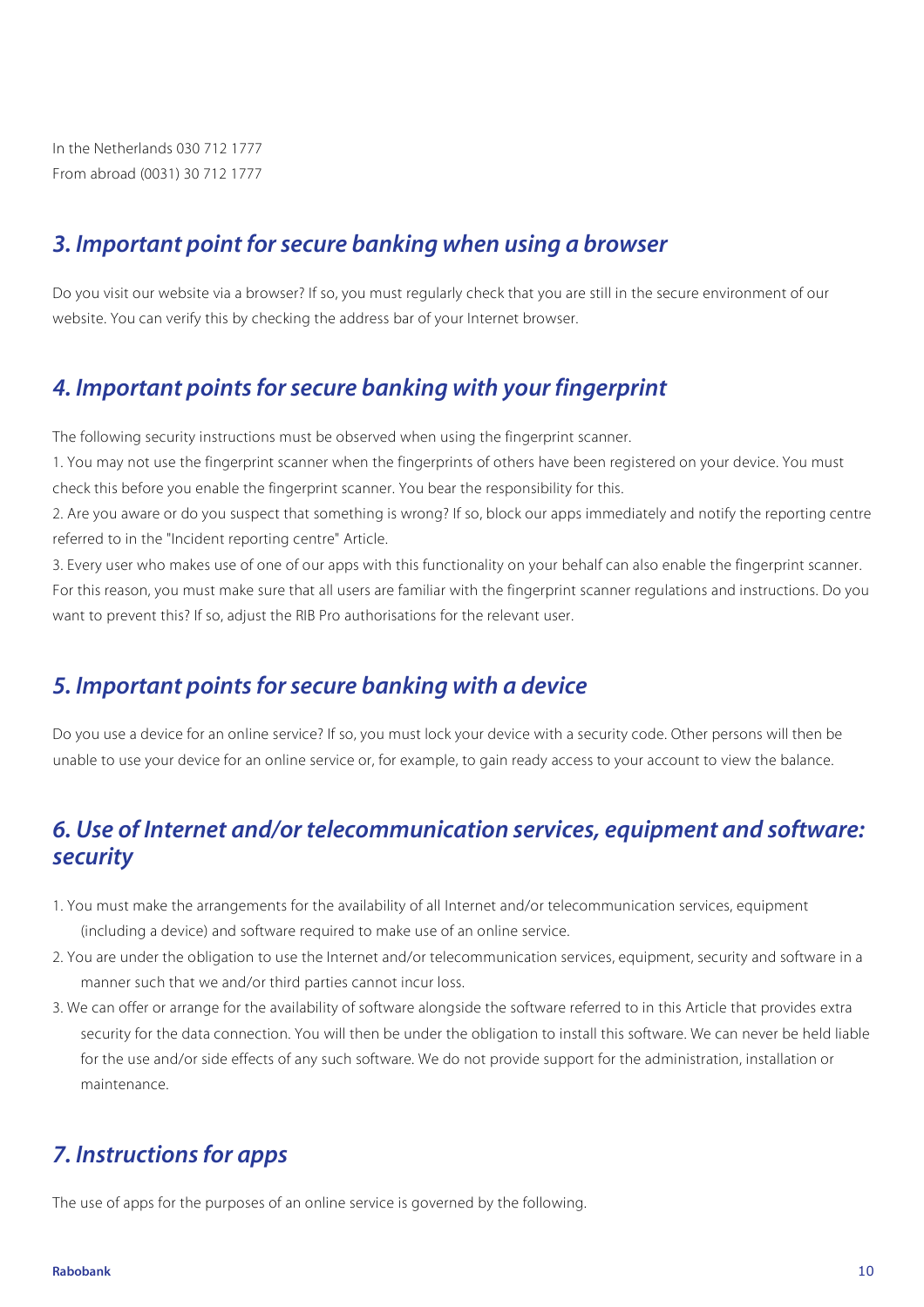In the Netherlands 030 712 1777
From abroad (0031) 30 712 1777

## 3. Important point for secure banking when using a browser

Do you visit our website via a browser? If so, you must regularly check that you are still in the secure environment of our website. You can verify this by checking the address bar of your Internet browser.

## 4. Important points for secure banking with your fingerprint

The following security instructions must be observed when using the fingerprint scanner.

1. You may not use the fingerprint scanner when the fingerprints of others have been registered on your device. You must check this before you enable the fingerprint scanner. You bear the responsibility for this.
2. Are you aware or do you suspect that something is wrong? If so, block our apps immediately and notify the reporting centre referred to in the "Incident reporting centre" Article.
3. Every user who makes use of one of our apps with this functionality on your behalf can also enable the fingerprint scanner. For this reason, you must make sure that all users are familiar with the fingerprint scanner regulations and instructions. Do you want to prevent this? If so, adjust the RIB Pro authorisations for the relevant user.

## 5. Important points for secure banking with a device

Do you use a device for an online service? If so, you must lock your device with a security code. Other persons will then be unable to use your device for an online service or, for example, to gain ready access to your account to view the balance.

## 6. Use of Internet and/or telecommunication services, equipment and software: security

1. You must make the arrangements for the availability of all Internet and/or telecommunication services, equipment (including a device) and software required to make use of an online service.
2. You are under the obligation to use the Internet and/or telecommunication services, equipment, security and software in a manner such that we and/or third parties cannot incur loss.
3. We can offer or arrange for the availability of software alongside the software referred to in this Article that provides extra security for the data connection. You will then be under the obligation to install this software. We can never be held liable for the use and/or side effects of any such software. We do not provide support for the administration, installation or maintenance.

## 7. Instructions for apps

The use of apps for the purposes of an online service is governed by the following.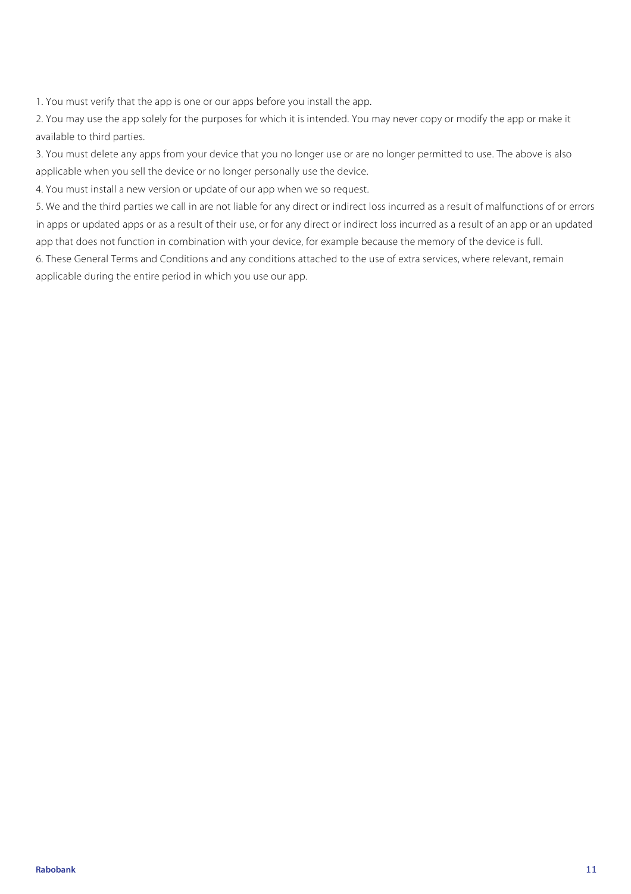1. You must verify that the app is one or our apps before you install the app.
2. You may use the app solely for the purposes for which it is intended. You may never copy or modify the app or make it available to third parties.
3. You must delete any apps from your device that you no longer use or are no longer permitted to use. The above is also applicable when you sell the device or no longer personally use the device.
4. You must install a new version or update of our app when we so request.
5. We and the third parties we call in are not liable for any direct or indirect loss incurred as a result of malfunctions of or errors in apps or updated apps or as a result of their use, or for any direct or indirect loss incurred as a result of an app or an updated app that does not function in combination with your device, for example because the memory of the device is full.
6. These General Terms and Conditions and any conditions attached to the use of extra services, where relevant, remain applicable during the entire period in which you use our app.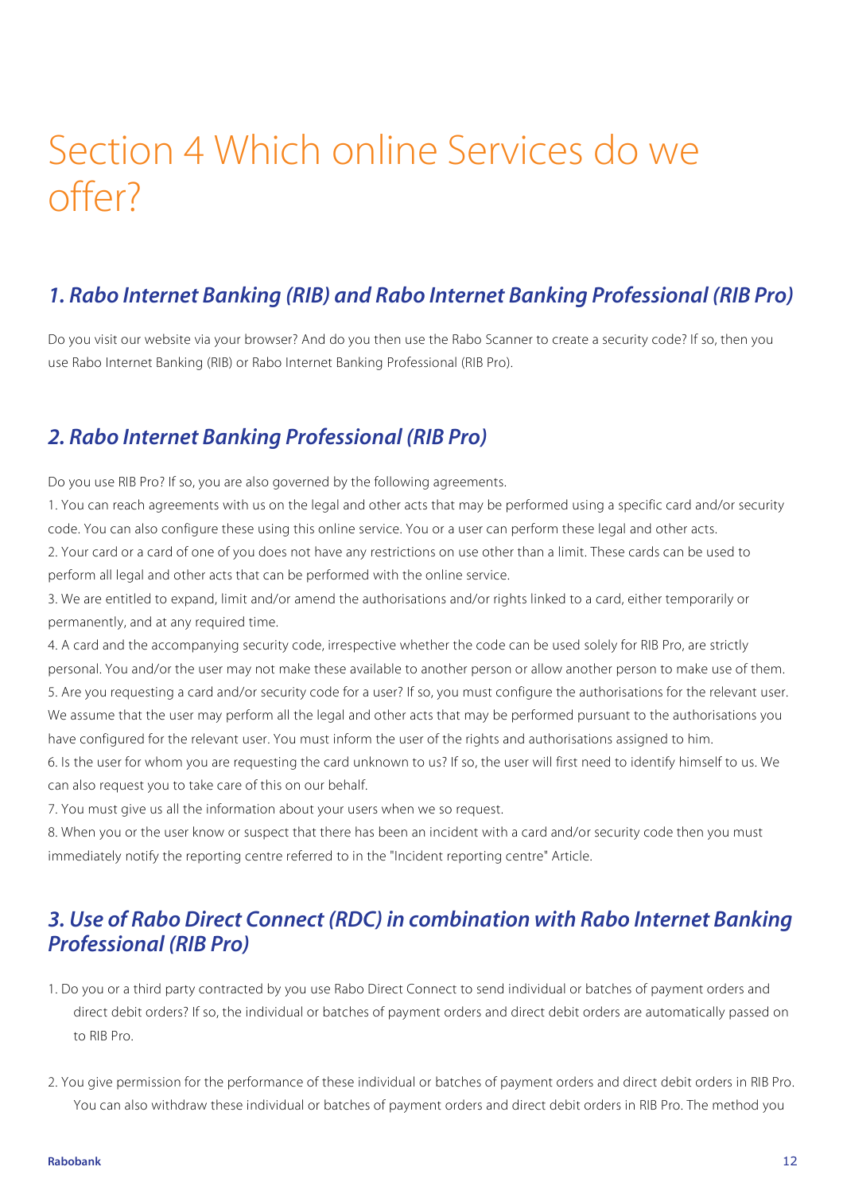# Section 4 Which online Services do we offer?

## *1. Rabo Internet Banking (RIB) and Rabo Internet Banking Professional (RIB Pro)*

Do you visit our website via your browser? And do you then use the Rabo Scanner to create a security code? If so, then you use Rabo Internet Banking (RIB) or Rabo Internet Banking Professional (RIB Pro).

## *2. Rabo Internet Banking Professional (RIB Pro)*

Do you use RIB Pro? If so, you are also governed by the following agreements.

1. You can reach agreements with us on the legal and other acts that may be performed using a specific card and/or security code. You can also configure these using this online service. You or a user can perform these legal and other acts.
2. Your card or a card of one of you does not have any restrictions on use other than a limit. These cards can be used to perform all legal and other acts that can be performed with the online service.
3. We are entitled to expand, limit and/or amend the authorisations and/or rights linked to a card, either temporarily or permanently, and at any required time.
4. A card and the accompanying security code, irrespective whether the code can be used solely for RIB Pro, are strictly personal. You and/or the user may not make these available to another person or allow another person to make use of them.
5. Are you requesting a card and/or security code for a user? If so, you must configure the authorisations for the relevant user. We assume that the user may perform all the legal and other acts that may be performed pursuant to the authorisations you have configured for the relevant user. You must inform the user of the rights and authorisations assigned to him.
6. Is the user for whom you are requesting the card unknown to us? If so, the user will first need to identify himself to us. We can also request you to take care of this on our behalf.
7. You must give us all the information about your users when we so request.
8. When you or the user know or suspect that there has been an incident with a card and/or security code then you must immediately notify the reporting centre referred to in the "Incident reporting centre" Article.

## *3. Use of Rabo Direct Connect (RDC) in combination with Rabo Internet Banking Professional (RIB Pro)*

1. Do you or a third party contracted by you use Rabo Direct Connect to send individual or batches of payment orders and direct debit orders? If so, the individual or batches of payment orders and direct debit orders are automatically passed on to RIB Pro.

2. You give permission for the performance of these individual or batches of payment orders and direct debit orders in RIB Pro. You can also withdraw these individual or batches of payment orders and direct debit orders in RIB Pro. The method you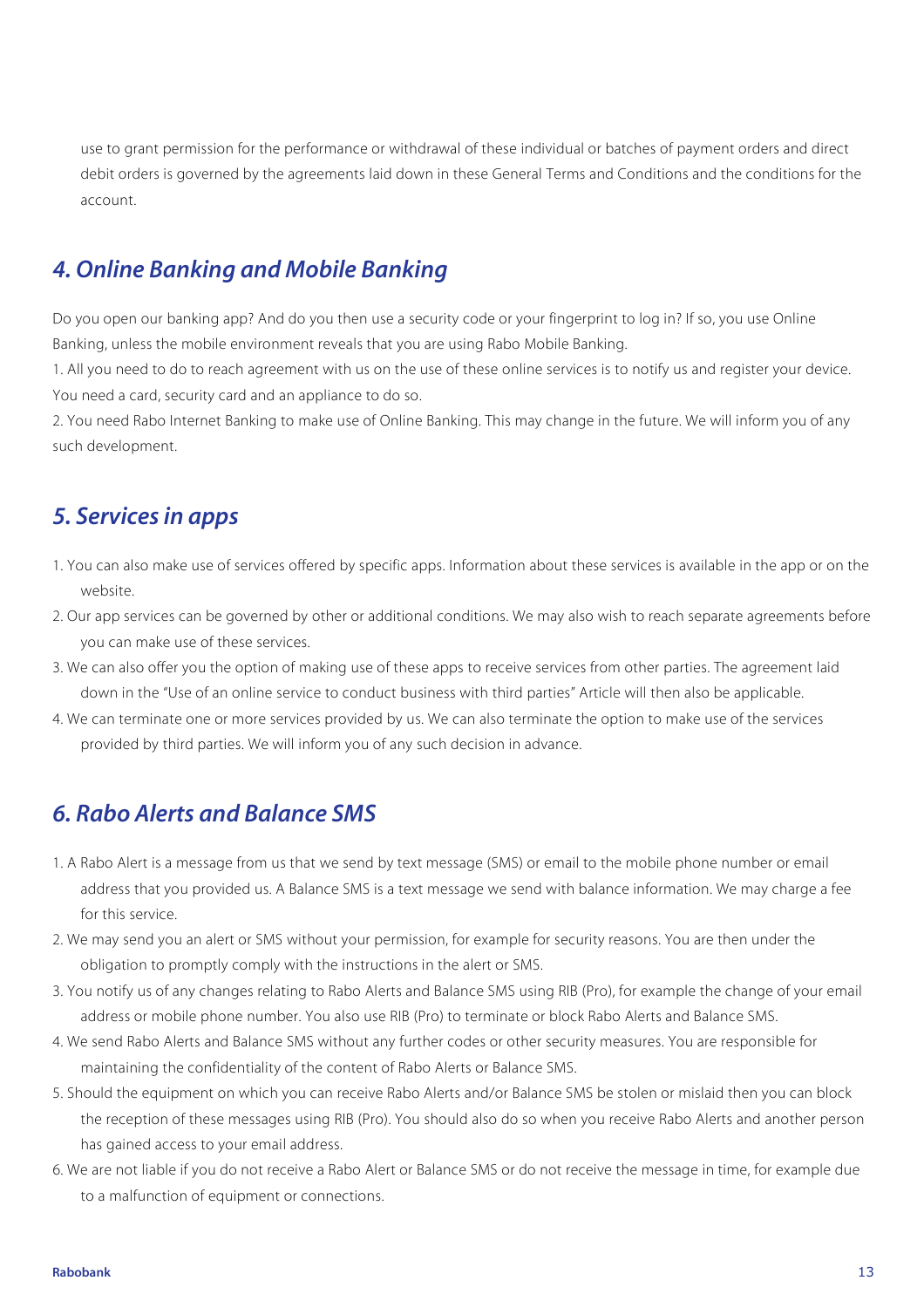use to grant permission for the performance or withdrawal of these individual or batches of payment orders and direct debit orders is governed by the agreements laid down in these General Terms and Conditions and the conditions for the account.

## 4. Online Banking and Mobile Banking

Do you open our banking app? And do you then use a security code or your fingerprint to log in? If so, you use Online Banking, unless the mobile environment reveals that you are using Rabo Mobile Banking.

1. All you need to do to reach agreement with us on the use of these online services is to notify us and register your device. You need a card, security card and an appliance to do so.
2. You need Rabo Internet Banking to make use of Online Banking. This may change in the future. We will inform you of any such development.

## 5. Services in apps

1. You can also make use of services offered by specific apps. Information about these services is available in the app or on the website.
2. Our app services can be governed by other or additional conditions. We may also wish to reach separate agreements before you can make use of these services.
3. We can also offer you the option of making use of these apps to receive services from other parties. The agreement laid down in the "Use of an online service to conduct business with third parties" Article will then also be applicable.
4. We can terminate one or more services provided by us. We can also terminate the option to make use of the services provided by third parties. We will inform you of any such decision in advance.

## 6. Rabo Alerts and Balance SMS

1. A Rabo Alert is a message from us that we send by text message (SMS) or email to the mobile phone number or email address that you provided us. A Balance SMS is a text message we send with balance information. We may charge a fee for this service.
2. We may send you an alert or SMS without your permission, for example for security reasons. You are then under the obligation to promptly comply with the instructions in the alert or SMS.
3. You notify us of any changes relating to Rabo Alerts and Balance SMS using RIB (Pro), for example the change of your email address or mobile phone number. You also use RIB (Pro) to terminate or block Rabo Alerts and Balance SMS.
4. We send Rabo Alerts and Balance SMS without any further codes or other security measures. You are responsible for maintaining the confidentiality of the content of Rabo Alerts or Balance SMS.
5. Should the equipment on which you can receive Rabo Alerts and/or Balance SMS be stolen or mislaid then you can block the reception of these messages using RIB (Pro). You should also do so when you receive Rabo Alerts and another person has gained access to your email address.
6. We are not liable if you do not receive a Rabo Alert or Balance SMS or do not receive the message in time, for example due to a malfunction of equipment or connections.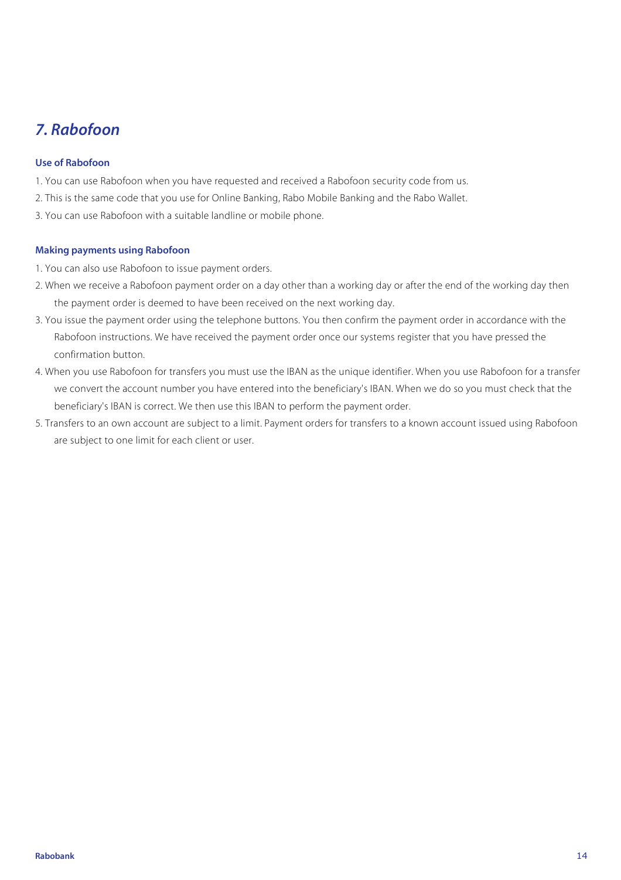## *7. Rabofoon*

### Use of Rabofoon

1. You can use Rabofoon when you have requested and received a Rabofoon security code from us.
2. This is the same code that you use for Online Banking, Rabo Mobile Banking and the Rabo Wallet.
3. You can use Rabofoon with a suitable landline or mobile phone.

### Making payments using Rabofoon

1. You can also use Rabofoon to issue payment orders.
2. When we receive a Rabofoon payment order on a day other than a working day or after the end of the working day then the payment order is deemed to have been received on the next working day.
3. You issue the payment order using the telephone buttons. You then confirm the payment order in accordance with the Rabofoon instructions. We have received the payment order once our systems register that you have pressed the confirmation button.
4. When you use Rabofoon for transfers you must use the IBAN as the unique identifier. When you use Rabofoon for a transfer we convert the account number you have entered into the beneficiary's IBAN. When we do so you must check that the beneficiary's IBAN is correct. We then use this IBAN to perform the payment order.
5. Transfers to an own account are subject to a limit. Payment orders for transfers to a known account issued using Rabofoon are subject to one limit for each client or user.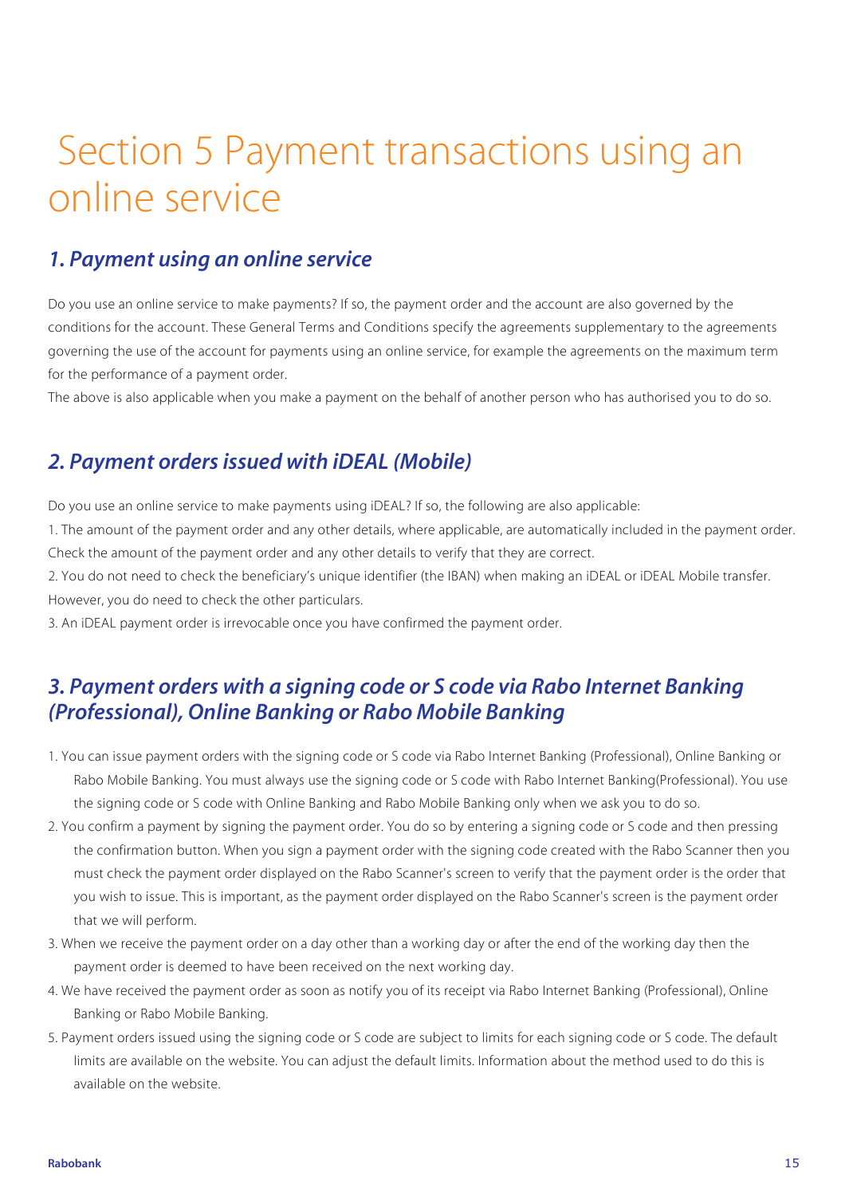# Section 5 Payment transactions using an online service

## *1. Payment using an online service*

Do you use an online service to make payments? If so, the payment order and the account are also governed by the conditions for the account. These General Terms and Conditions specify the agreements supplementary to the agreements governing the use of the account for payments using an online service, for example the agreements on the maximum term for the performance of a payment order.

The above is also applicable when you make a payment on the behalf of another person who has authorised you to do so.

## *2. Payment orders issued with iDEAL (Mobile)*

Do you use an online service to make payments using iDEAL? If so, the following are also applicable:

1. The amount of the payment order and any other details, where applicable, are automatically included in the payment order. Check the amount of the payment order and any other details to verify that they are correct.
2. You do not need to check the beneficiary's unique identifier (the IBAN) when making an iDEAL or iDEAL Mobile transfer. However, you do need to check the other particulars.
3. An iDEAL payment order is irrevocable once you have confirmed the payment order.

## *3. Payment orders with a signing code or S code via Rabo Internet Banking (Professional), Online Banking or Rabo Mobile Banking*

1. You can issue payment orders with the signing code or S code via Rabo Internet Banking (Professional), Online Banking or Rabo Mobile Banking. You must always use the signing code or S code with Rabo Internet Banking(Professional). You use the signing code or S code with Online Banking and Rabo Mobile Banking only when we ask you to do so.
2. You confirm a payment by signing the payment order. You do so by entering a signing code or S code and then pressing the confirmation button. When you sign a payment order with the signing code created with the Rabo Scanner then you must check the payment order displayed on the Rabo Scanner's screen to verify that the payment order is the order that you wish to issue. This is important, as the payment order displayed on the Rabo Scanner's screen is the payment order that we will perform.
3. When we receive the payment order on a day other than a working day or after the end of the working day then the payment order is deemed to have been received on the next working day.
4. We have received the payment order as soon as notify you of its receipt via Rabo Internet Banking (Professional), Online Banking or Rabo Mobile Banking.
5. Payment orders issued using the signing code or S code are subject to limits for each signing code or S code. The default limits are available on the website. You can adjust the default limits. Information about the method used to do this is available on the website.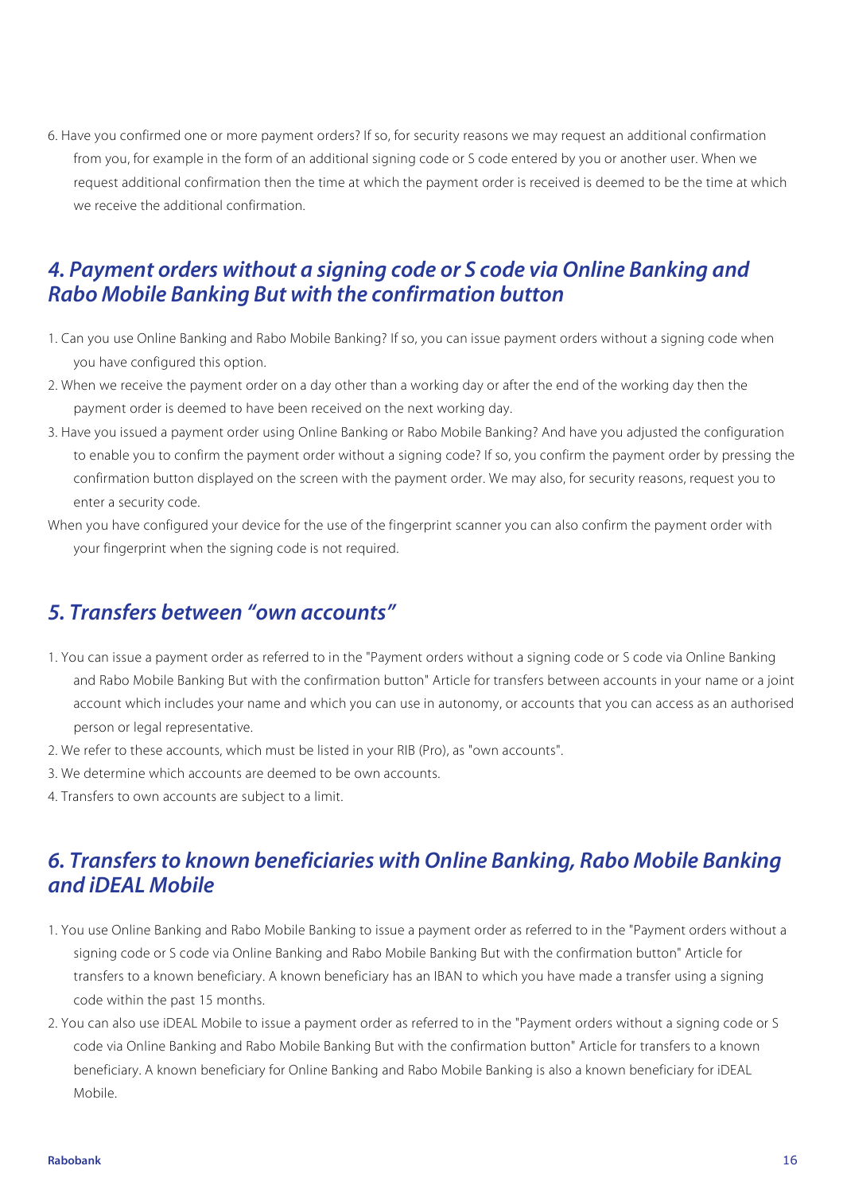6. Have you confirmed one or more payment orders? If so, for security reasons we may request an additional confirmation from you, for example in the form of an additional signing code or S code entered by you or another user. When we request additional confirmation then the time at which the payment order is received is deemed to be the time at which we receive the additional confirmation.

## *4. Payment orders without a signing code or S code via Online Banking and Rabo Mobile Banking But with the confirmation button*

1. Can you use Online Banking and Rabo Mobile Banking? If so, you can issue payment orders without a signing code when you have configured this option.
2. When we receive the payment order on a day other than a working day or after the end of the working day then the payment order is deemed to have been received on the next working day.
3. Have you issued a payment order using Online Banking or Rabo Mobile Banking? And have you adjusted the configuration to enable you to confirm the payment order without a signing code? If so, you confirm the payment order by pressing the confirmation button displayed on the screen with the payment order. We may also, for security reasons, request you to enter a security code.

When you have configured your device for the use of the fingerprint scanner you can also confirm the payment order with your fingerprint when the signing code is not required.

## *5. Transfers between "own accounts"*

1. You can issue a payment order as referred to in the "Payment orders without a signing code or S code via Online Banking and Rabo Mobile Banking But with the confirmation button" Article for transfers between accounts in your name or a joint account which includes your name and which you can use in autonomy, or accounts that you can access as an authorised person or legal representative.
2. We refer to these accounts, which must be listed in your RIB (Pro), as "own accounts".
3. We determine which accounts are deemed to be own accounts.
4. Transfers to own accounts are subject to a limit.

## *6. Transfers to known beneficiaries with Online Banking, Rabo Mobile Banking and iDEAL Mobile*

1. You use Online Banking and Rabo Mobile Banking to issue a payment order as referred to in the "Payment orders without a signing code or S code via Online Banking and Rabo Mobile Banking But with the confirmation button" Article for transfers to a known beneficiary. A known beneficiary has an IBAN to which you have made a transfer using a signing code within the past 15 months.
2. You can also use iDEAL Mobile to issue a payment order as referred to in the "Payment orders without a signing code or S code via Online Banking and Rabo Mobile Banking But with the confirmation button" Article for transfers to a known beneficiary. A known beneficiary for Online Banking and Rabo Mobile Banking is also a known beneficiary for iDEAL Mobile.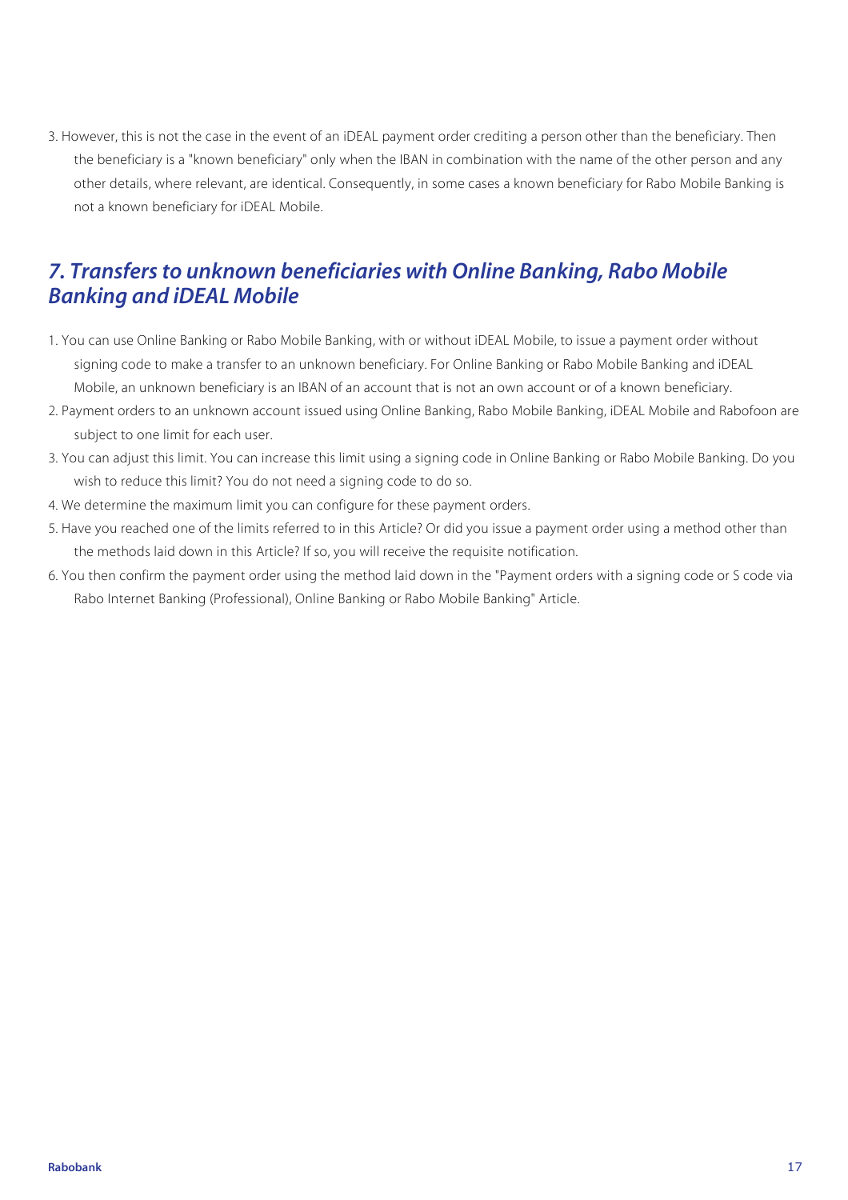3. However, this is not the case in the event of an iDEAL payment order crediting a person other than the beneficiary. Then the beneficiary is a "known beneficiary" only when the IBAN in combination with the name of the other person and any other details, where relevant, are identical. Consequently, in some cases a known beneficiary for Rabo Mobile Banking is not a known beneficiary for iDEAL Mobile.

## *7. Transfers to unknown beneficiaries with Online Banking, Rabo Mobile Banking and iDEAL Mobile*

1. You can use Online Banking or Rabo Mobile Banking, with or without iDEAL Mobile, to issue a payment order without signing code to make a transfer to an unknown beneficiary. For Online Banking or Rabo Mobile Banking and iDEAL Mobile, an unknown beneficiary is an IBAN of an account that is not an own account or of a known beneficiary.
2. Payment orders to an unknown account issued using Online Banking, Rabo Mobile Banking, iDEAL Mobile and Rabofoon are subject to one limit for each user.
3. You can adjust this limit. You can increase this limit using a signing code in Online Banking or Rabo Mobile Banking. Do you wish to reduce this limit? You do not need a signing code to do so.
4. We determine the maximum limit you can configure for these payment orders.
5. Have you reached one of the limits referred to in this Article? Or did you issue a payment order using a method other than the methods laid down in this Article? If so, you will receive the requisite notification.
6. You then confirm the payment order using the method laid down in the "Payment orders with a signing code or S code via Rabo Internet Banking (Professional), Online Banking or Rabo Mobile Banking" Article.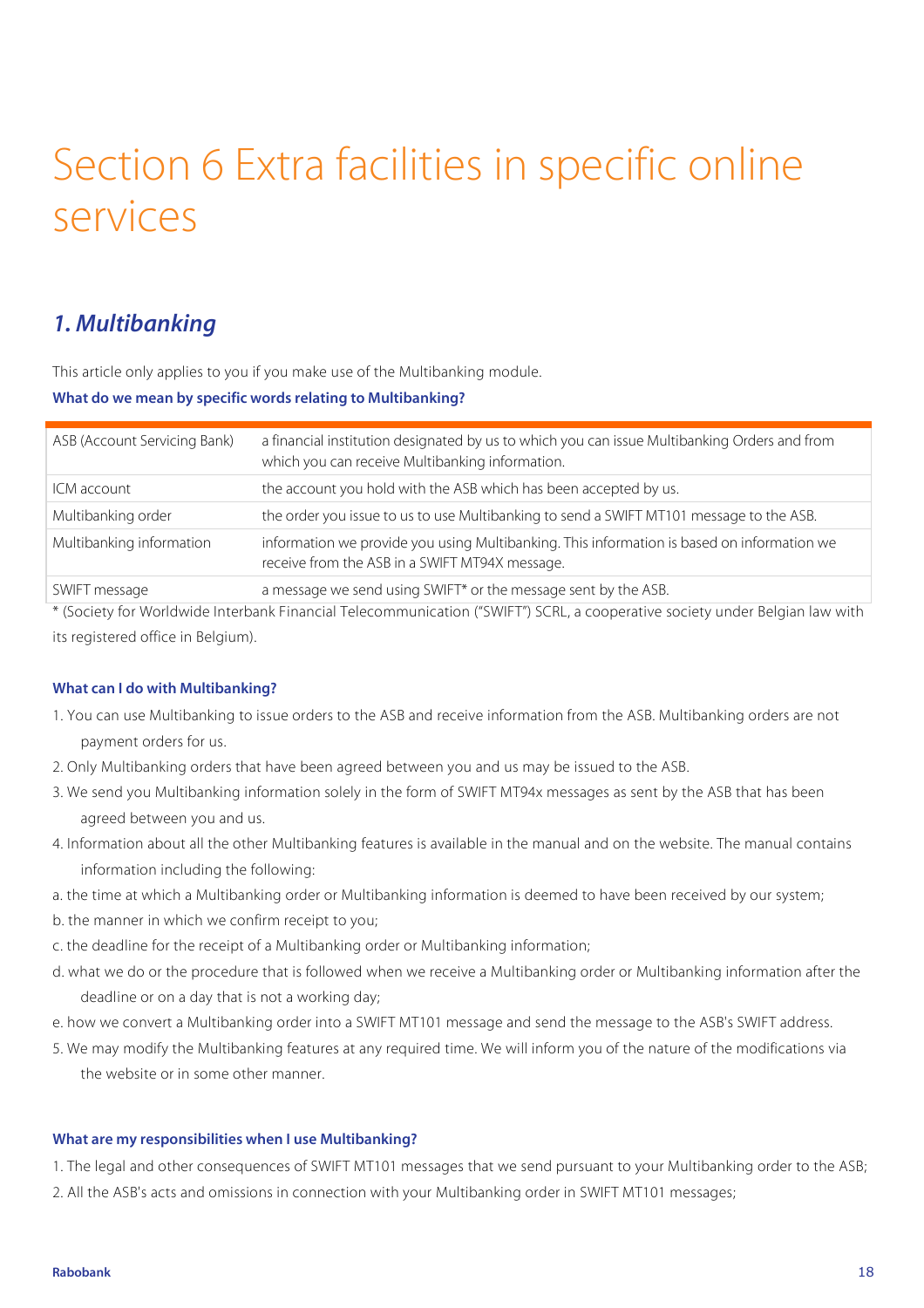# Section 6 Extra facilities in specific online services

## *1. Multibanking*

This article only applies to you if you make use of the Multibanking module.

**What do we mean by specific words relating to Multibanking?**

| | |
|---|---|
| ASB (Account Servicing Bank) | a financial institution designated by us to which you can issue Multibanking Orders and from which you can receive Multibanking information. |
| ICM account | the account you hold with the ASB which has been accepted by us. |
| Multibanking order | the order you issue to us to use Multibanking to send a SWIFT MT101 message to the ASB. |
| Multibanking information | information we provide you using Multibanking. This information is based on information we receive from the ASB in a SWIFT MT94X message. |
| SWIFT message | a message we send using SWIFT* or the message sent by the ASB. |

* (Society for Worldwide Interbank Financial Telecommunication ("SWIFT") SCRL, a cooperative society under Belgian law with its registered office in Belgium).

**What can I do with Multibanking?**

1. You can use Multibanking to issue orders to the ASB and receive information from the ASB. Multibanking orders are not payment orders for us.
2. Only Multibanking orders that have been agreed between you and us may be issued to the ASB.
3. We send you Multibanking information solely in the form of SWIFT MT94x messages as sent by the ASB that has been agreed between you and us.
4. Information about all the other Multibanking features is available in the manual and on the website. The manual contains information including the following:

a. the time at which a Multibanking order or Multibanking information is deemed to have been received by our system;
b. the manner in which we confirm receipt to you;
c. the deadline for the receipt of a Multibanking order or Multibanking information;
d. what we do or the procedure that is followed when we receive a Multibanking order or Multibanking information after the deadline or on a day that is not a working day;
e. how we convert a Multibanking order into a SWIFT MT101 message and send the message to the ASB's SWIFT address.

5. We may modify the Multibanking features at any required time. We will inform you of the nature of the modifications via the website or in some other manner.

**What are my responsibilities when I use Multibanking?**

1. The legal and other consequences of SWIFT MT101 messages that we send pursuant to your Multibanking order to the ASB;
2. All the ASB's acts and omissions in connection with your Multibanking order in SWIFT MT101 messages;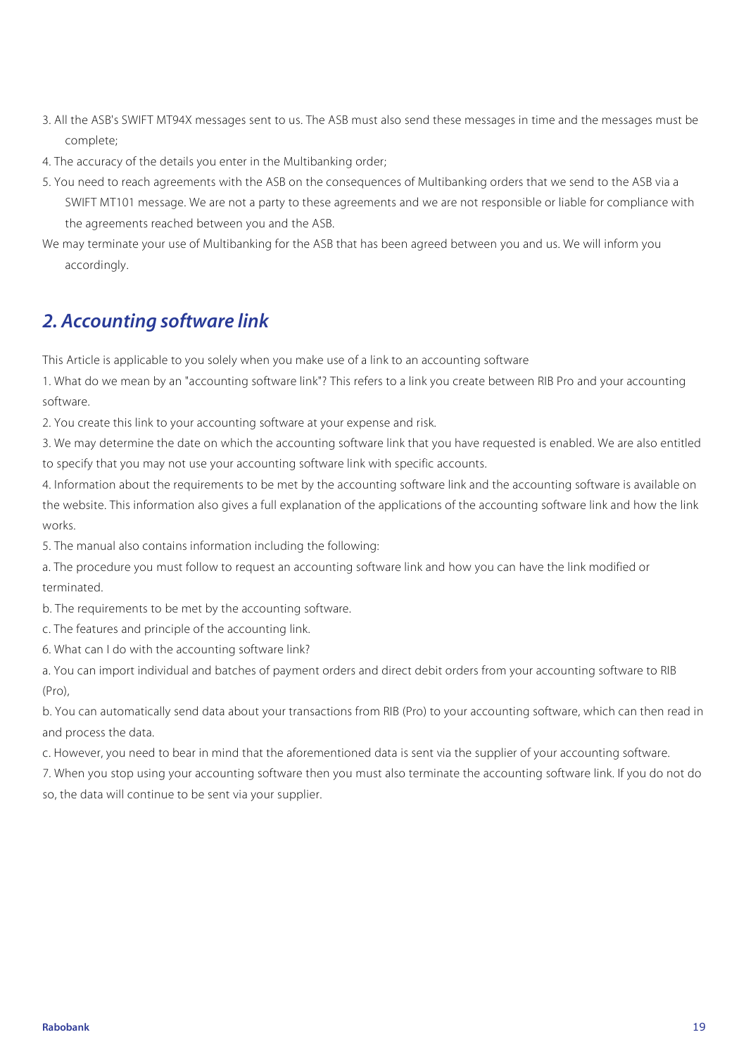3. All the ASB's SWIFT MT94X messages sent to us. The ASB must also send these messages in time and the messages must be complete;
4. The accuracy of the details you enter in the Multibanking order;
5. You need to reach agreements with the ASB on the consequences of Multibanking orders that we send to the ASB via a SWIFT MT101 message. We are not a party to these agreements and we are not responsible or liable for compliance with the agreements reached between you and the ASB.

We may terminate your use of Multibanking for the ASB that has been agreed between you and us. We will inform you accordingly.

## *2. Accounting software link*

This Article is applicable to you solely when you make use of a link to an accounting software

1. What do we mean by an "accounting software link"? This refers to a link you create between RIB Pro and your accounting software.

2. You create this link to your accounting software at your expense and risk.

3. We may determine the date on which the accounting software link that you have requested is enabled. We are also entitled to specify that you may not use your accounting software link with specific accounts.

4. Information about the requirements to be met by the accounting software link and the accounting software is available on the website. This information also gives a full explanation of the applications of the accounting software link and how the link works.

5. The manual also contains information including the following:

a. The procedure you must follow to request an accounting software link and how you can have the link modified or terminated.

b. The requirements to be met by the accounting software.

c. The features and principle of the accounting link.

6. What can I do with the accounting software link?

a. You can import individual and batches of payment orders and direct debit orders from your accounting software to RIB (Pro),

b. You can automatically send data about your transactions from RIB (Pro) to your accounting software, which can then read in and process the data.

c. However, you need to bear in mind that the aforementioned data is sent via the supplier of your accounting software.

7. When you stop using your accounting software then you must also terminate the accounting software link. If you do not do so, the data will continue to be sent via your supplier.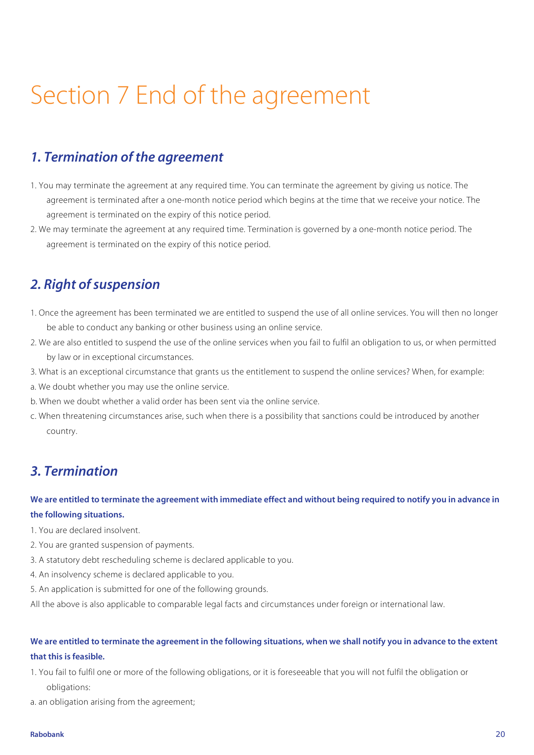# Section 7 End of the agreement

## *1. Termination of the agreement*

1. You may terminate the agreement at any required time. You can terminate the agreement by giving us notice. The agreement is terminated after a one-month notice period which begins at the time that we receive your notice. The agreement is terminated on the expiry of this notice period.
2. We may terminate the agreement at any required time. Termination is governed by a one-month notice period. The agreement is terminated on the expiry of this notice period.

## *2. Right of suspension*

1. Once the agreement has been terminated we are entitled to suspend the use of all online services. You will then no longer be able to conduct any banking or other business using an online service.
2. We are also entitled to suspend the use of the online services when you fail to fulfil an obligation to us, or when permitted by law or in exceptional circumstances.
3. What is an exceptional circumstance that grants us the entitlement to suspend the online services? When, for example:

a. We doubt whether you may use the online service.

b. When we doubt whether a valid order has been sent via the online service.

c. When threatening circumstances arise, such when there is a possibility that sanctions could be introduced by another country.

## *3. Termination*

**We are entitled to terminate the agreement with immediate effect and without being required to notify you in advance in the following situations.**

1. You are declared insolvent.
2. You are granted suspension of payments.
3. A statutory debt rescheduling scheme is declared applicable to you.
4. An insolvency scheme is declared applicable to you.
5. An application is submitted for one of the following grounds.

All the above is also applicable to comparable legal facts and circumstances under foreign or international law.

**We are entitled to terminate the agreement in the following situations, when we shall notify you in advance to the extent that this is feasible.**

1. You fail to fulfil one or more of the following obligations, or it is foreseeable that you will not fulfil the obligation or obligations:

a. an obligation arising from the agreement;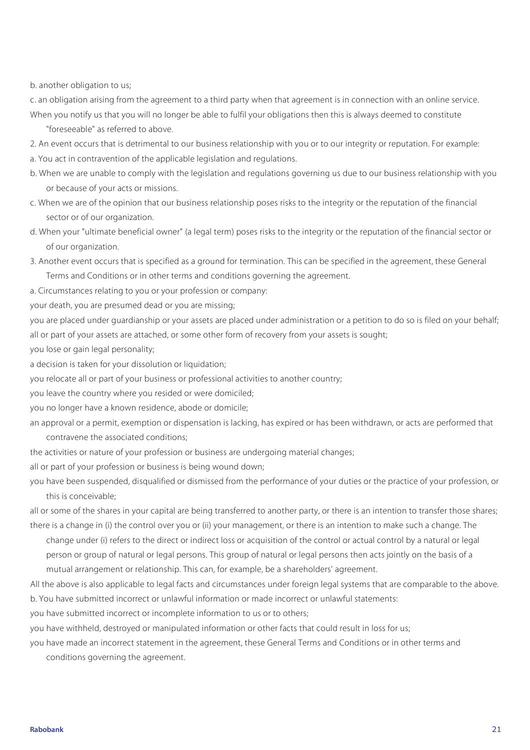b. another obligation to us;

c. an obligation arising from the agreement to a third party when that agreement is in connection with an online service.

When you notify us that you will no longer be able to fulfil your obligations then this is always deemed to constitute "foreseeable" as referred to above.

2. An event occurs that is detrimental to our business relationship with you or to our integrity or reputation. For example:

a. You act in contravention of the applicable legislation and regulations.

b. When we are unable to comply with the legislation and regulations governing us due to our business relationship with you or because of your acts or missions.

c. When we are of the opinion that our business relationship poses risks to the integrity or the reputation of the financial sector or of our organization.

d. When your "ultimate beneficial owner" (a legal term) poses risks to the integrity or the reputation of the financial sector or of our organization.

3. Another event occurs that is specified as a ground for termination. This can be specified in the agreement, these General Terms and Conditions or in other terms and conditions governing the agreement.

a. Circumstances relating to you or your profession or company:

your death, you are presumed dead or you are missing;

you are placed under guardianship or your assets are placed under administration or a petition to do so is filed on your behalf;

all or part of your assets are attached, or some other form of recovery from your assets is sought;

you lose or gain legal personality;

a decision is taken for your dissolution or liquidation;

you relocate all or part of your business or professional activities to another country;

you leave the country where you resided or were domiciled;

you no longer have a known residence, abode or domicile;

an approval or a permit, exemption or dispensation is lacking, has expired or has been withdrawn, or acts are performed that contravene the associated conditions;

the activities or nature of your profession or business are undergoing material changes;

all or part of your profession or business is being wound down;

you have been suspended, disqualified or dismissed from the performance of your duties or the practice of your profession, or this is conceivable;

all or some of the shares in your capital are being transferred to another party, or there is an intention to transfer those shares;

there is a change in (i) the control over you or (ii) your management, or there is an intention to make such a change. The change under (i) refers to the direct or indirect loss or acquisition of the control or actual control by a natural or legal person or group of natural or legal persons. This group of natural or legal persons then acts jointly on the basis of a mutual arrangement or relationship. This can, for example, be a shareholders' agreement.

All the above is also applicable to legal facts and circumstances under foreign legal systems that are comparable to the above.

b. You have submitted incorrect or unlawful information or made incorrect or unlawful statements:

you have submitted incorrect or incomplete information to us or to others;

you have withheld, destroyed or manipulated information or other facts that could result in loss for us;

you have made an incorrect statement in the agreement, these General Terms and Conditions or in other terms and conditions governing the agreement.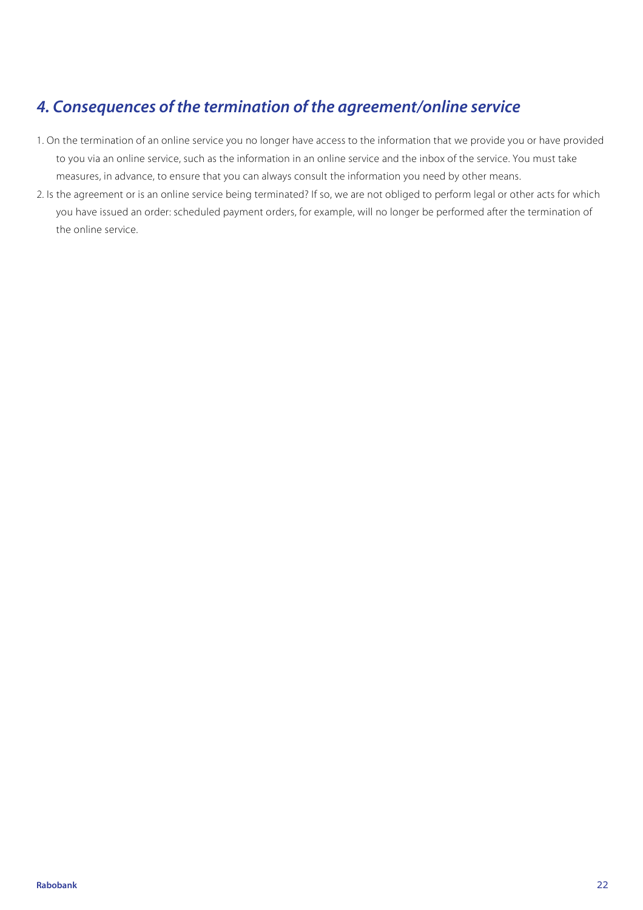## *4. Consequences of the termination of the agreement/online service*

1. On the termination of an online service you no longer have access to the information that we provide you or have provided to you via an online service, such as the information in an online service and the inbox of the service. You must take measures, in advance, to ensure that you can always consult the information you need by other means.
2. Is the agreement or is an online service being terminated? If so, we are not obliged to perform legal or other acts for which you have issued an order: scheduled payment orders, for example, will no longer be performed after the termination of the online service.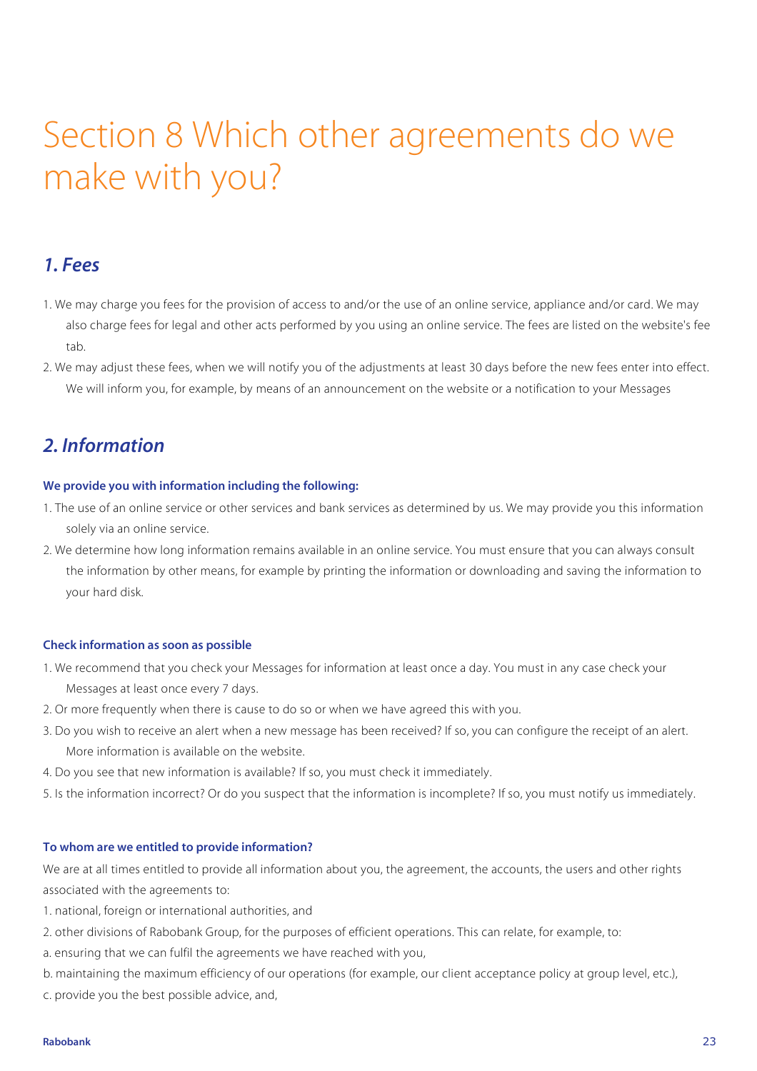# Section 8 Which other agreements do we make with you?

## *1. Fees*

1. We may charge you fees for the provision of access to and/or the use of an online service, appliance and/or card. We may also charge fees for legal and other acts performed by you using an online service. The fees are listed on the website's fee tab.
2. We may adjust these fees, when we will notify you of the adjustments at least 30 days before the new fees enter into effect. We will inform you, for example, by means of an announcement on the website or a notification to your Messages

## *2. Information*

#### We provide you with information including the following:

1. The use of an online service or other services and bank services as determined by us. We may provide you this information solely via an online service.
2. We determine how long information remains available in an online service. You must ensure that you can always consult the information by other means, for example by printing the information or downloading and saving the information to your hard disk.

#### Check information as soon as possible

1. We recommend that you check your Messages for information at least once a day. You must in any case check your Messages at least once every 7 days.
2. Or more frequently when there is cause to do so or when we have agreed this with you.
3. Do you wish to receive an alert when a new message has been received? If so, you can configure the receipt of an alert. More information is available on the website.
4. Do you see that new information is available? If so, you must check it immediately.
5. Is the information incorrect? Or do you suspect that the information is incomplete? If so, you must notify us immediately.

#### To whom are we entitled to provide information?

We are at all times entitled to provide all information about you, the agreement, the accounts, the users and other rights associated with the agreements to:

1. national, foreign or international authorities, and
2. other divisions of Rabobank Group, for the purposes of efficient operations. This can relate, for example, to:

a. ensuring that we can fulfil the agreements we have reached with you,

b. maintaining the maximum efficiency of our operations (for example, our client acceptance policy at group level, etc.),

c. provide you the best possible advice, and,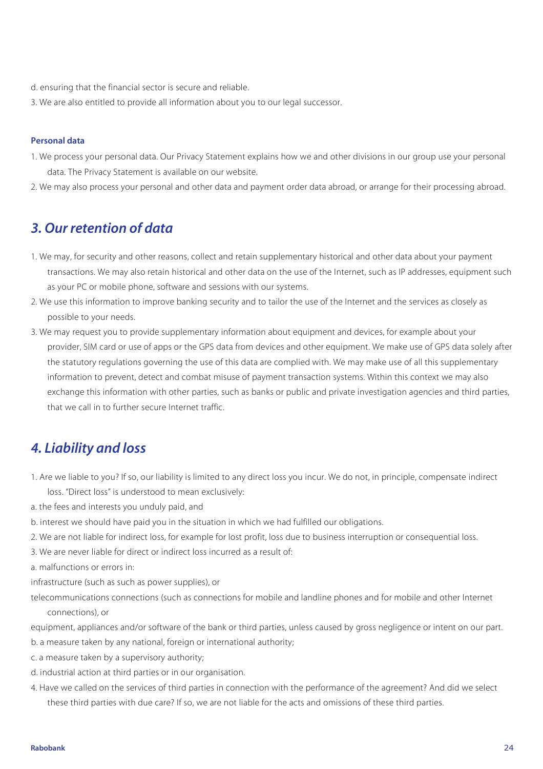d. ensuring that the financial sector is secure and reliable.

3. We are also entitled to provide all information about you to our legal successor.

**Personal data**

1. We process your personal data. Our Privacy Statement explains how we and other divisions in our group use your personal data. The Privacy Statement is available on our website.
2. We may also process your personal and other data and payment order data abroad, or arrange for their processing abroad.

## 3. Our retention of data

1. We may, for security and other reasons, collect and retain supplementary historical and other data about your payment transactions. We may also retain historical and other data on the use of the Internet, such as IP addresses, equipment such as your PC or mobile phone, software and sessions with our systems.
2. We use this information to improve banking security and to tailor the use of the Internet and the services as closely as possible to your needs.
3. We may request you to provide supplementary information about equipment and devices, for example about your provider, SIM card or use of apps or the GPS data from devices and other equipment. We make use of GPS data solely after the statutory regulations governing the use of this data are complied with. We may make use of all this supplementary information to prevent, detect and combat misuse of payment transaction systems. Within this context we may also exchange this information with other parties, such as banks or public and private investigation agencies and third parties, that we call in to further secure Internet traffic.

## 4. Liability and loss

1. Are we liable to you? If so, our liability is limited to any direct loss you incur. We do not, in principle, compensate indirect loss. "Direct loss" is understood to mean exclusively:

a. the fees and interests you unduly paid, and

b. interest we should have paid you in the situation in which we had fulfilled our obligations.

2. We are not liable for indirect loss, for example for lost profit, loss due to business interruption or consequential loss.
3. We are never liable for direct or indirect loss incurred as a result of:

a. malfunctions or errors in:

infrastructure (such as such as power supplies), or

telecommunications connections (such as connections for mobile and landline phones and for mobile and other Internet connections), or

equipment, appliances and/or software of the bank or third parties, unless caused by gross negligence or intent on our part.

b. a measure taken by any national, foreign or international authority;

c. a measure taken by a supervisory authority;

d. industrial action at third parties or in our organisation.

4. Have we called on the services of third parties in connection with the performance of the agreement? And did we select these third parties with due care? If so, we are not liable for the acts and omissions of these third parties.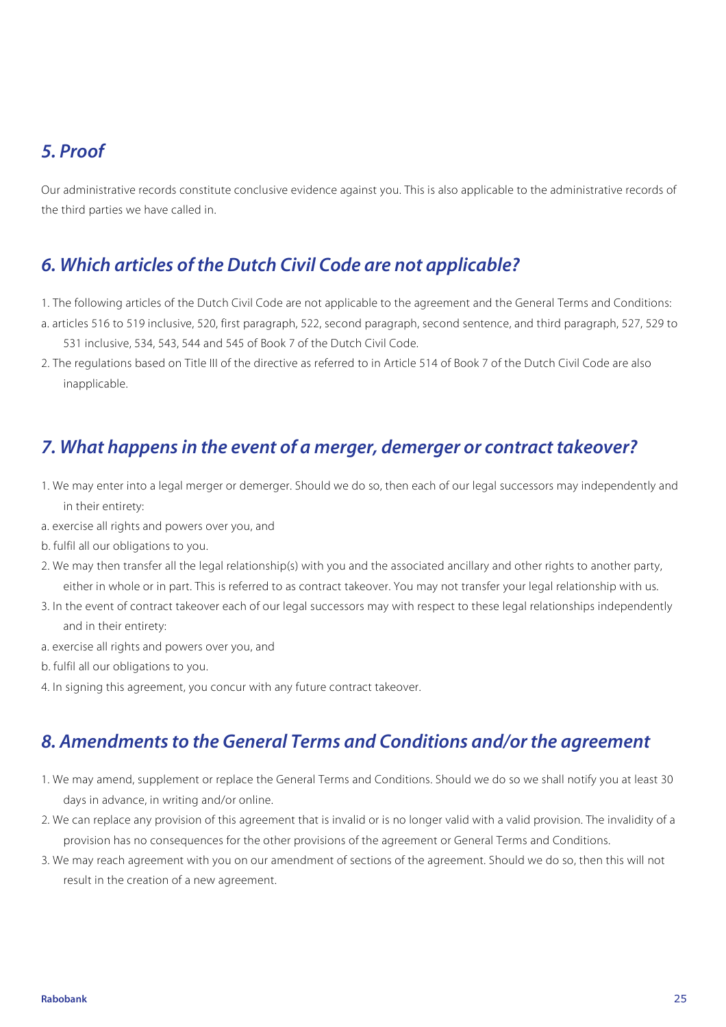## *5. Proof*

Our administrative records constitute conclusive evidence against you. This is also applicable to the administrative records of the third parties we have called in.

## *6. Which articles of the Dutch Civil Code are not applicable?*

1. The following articles of the Dutch Civil Code are not applicable to the agreement and the General Terms and Conditions:
   a. articles 516 to 519 inclusive, 520, first paragraph, 522, second paragraph, second sentence, and third paragraph, 527, 529 to 531 inclusive, 534, 543, 544 and 545 of Book 7 of the Dutch Civil Code.
2. The regulations based on Title III of the directive as referred to in Article 514 of Book 7 of the Dutch Civil Code are also inapplicable.

## *7. What happens in the event of a merger, demerger or contract takeover?*

1. We may enter into a legal merger or demerger. Should we do so, then each of our legal successors may independently and in their entirety:
   a. exercise all rights and powers over you, and
   b. fulfil all our obligations to you.
2. We may then transfer all the legal relationship(s) with you and the associated ancillary and other rights to another party, either in whole or in part. This is referred to as contract takeover. You may not transfer your legal relationship with us.
3. In the event of contract takeover each of our legal successors may with respect to these legal relationships independently and in their entirety:
   a. exercise all rights and powers over you, and
   b. fulfil all our obligations to you.
4. In signing this agreement, you concur with any future contract takeover.

## *8. Amendments to the General Terms and Conditions and/or the agreement*

1. We may amend, supplement or replace the General Terms and Conditions. Should we do so we shall notify you at least 30 days in advance, in writing and/or online.
2. We can replace any provision of this agreement that is invalid or is no longer valid with a valid provision. The invalidity of a provision has no consequences for the other provisions of the agreement or General Terms and Conditions.
3. We may reach agreement with you on our amendment of sections of the agreement. Should we do so, then this will not result in the creation of a new agreement.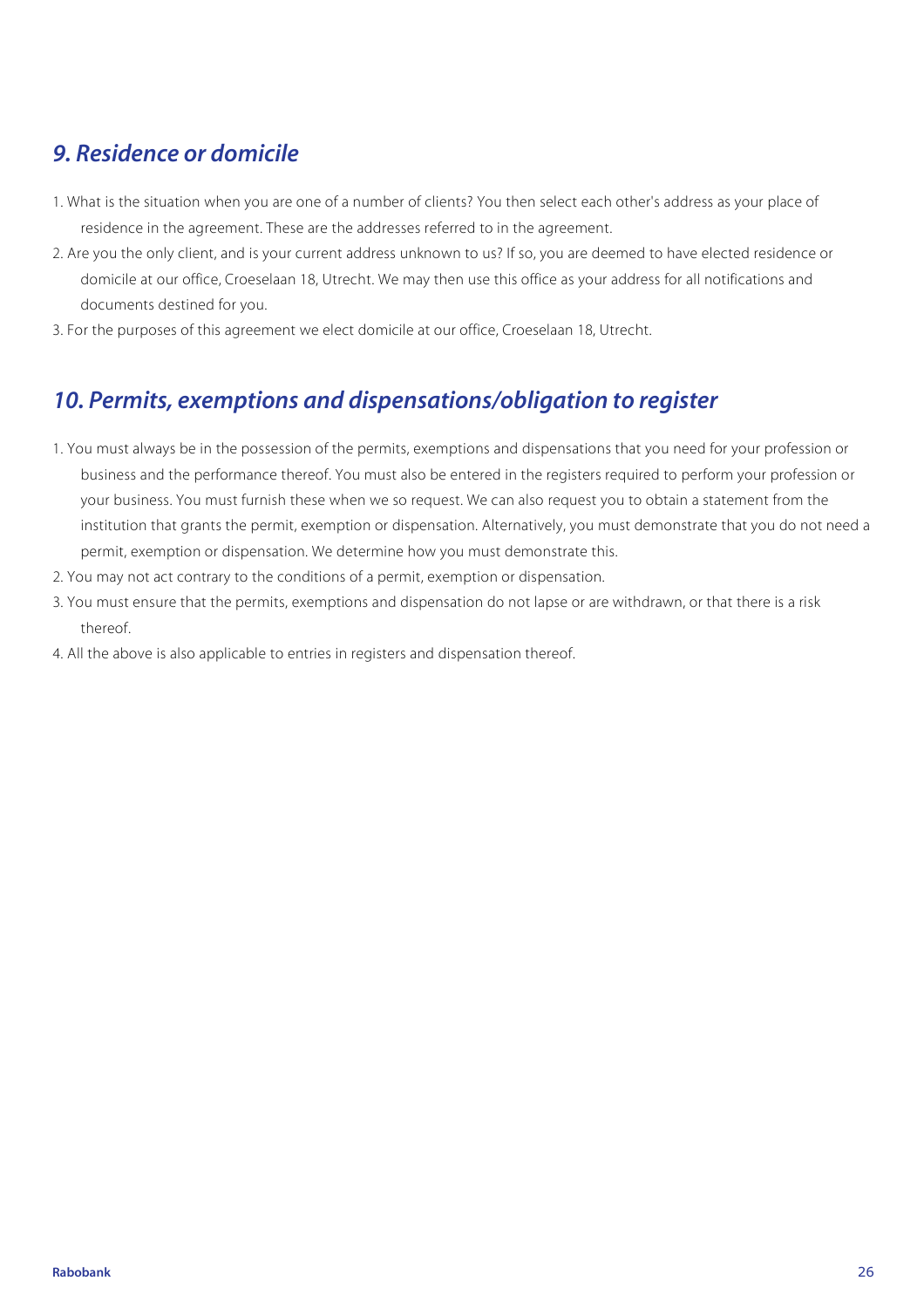## *9. Residence or domicile*

1. What is the situation when you are one of a number of clients? You then select each other's address as your place of residence in the agreement. These are the addresses referred to in the agreement.
2. Are you the only client, and is your current address unknown to us? If so, you are deemed to have elected residence or domicile at our office, Croeselaan 18, Utrecht. We may then use this office as your address for all notifications and documents destined for you.
3. For the purposes of this agreement we elect domicile at our office, Croeselaan 18, Utrecht.

## *10. Permits, exemptions and dispensations/obligation to register*

1. You must always be in the possession of the permits, exemptions and dispensations that you need for your profession or business and the performance thereof. You must also be entered in the registers required to perform your profession or your business. You must furnish these when we so request. We can also request you to obtain a statement from the institution that grants the permit, exemption or dispensation. Alternatively, you must demonstrate that you do not need a permit, exemption or dispensation. We determine how you must demonstrate this.
2. You may not act contrary to the conditions of a permit, exemption or dispensation.
3. You must ensure that the permits, exemptions and dispensation do not lapse or are withdrawn, or that there is a risk thereof.
4. All the above is also applicable to entries in registers and dispensation thereof.